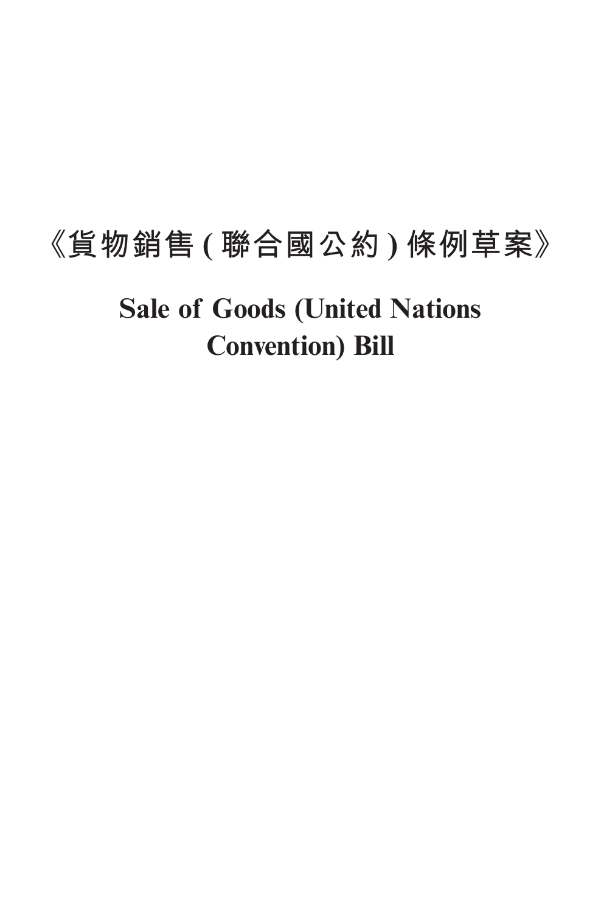# 《貨物銷售 (聯合國公約) 條例草案》

# Sale of Goods (United Nations Convention) Bill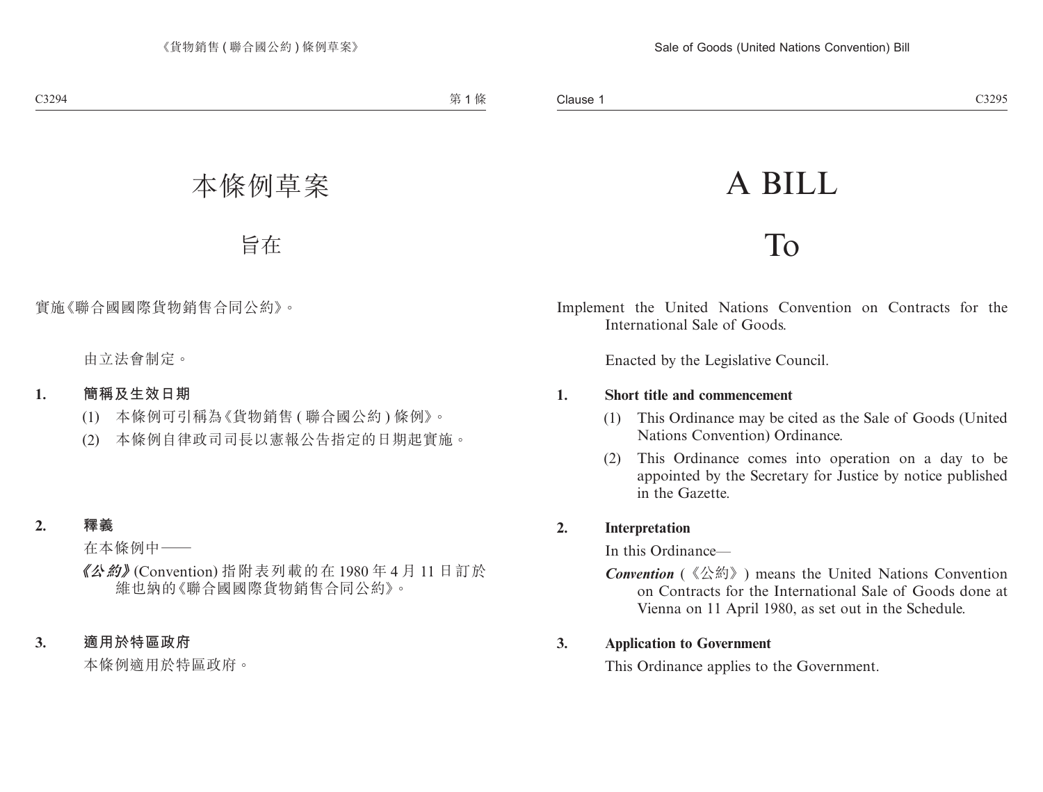# 本條例草案

## 旨在

實施《聯合國國際貨物銷售合同公約》。

由立法會制定。

**1. 簡稱及生效日期**

(1) 本條例可引稱為《貨物銷售 ( 聯合國公約 ) 條例》。

(2) 本條例自律政司司長以憲報公告指定的日期起實施。

**2. 釋義**

在本條例中——

***《公約》*** (Convention) 指附表列載的在 1980 年 4 月 11 日訂於維也納的《聯合國國際貨物銷售合同公約》。

**3. 適用於特區政府**

本條例適用於特區政府。

# A BILL

## To

Implement the United Nations Convention on Contracts for the International Sale of Goods.

Enacted by the Legislative Council.

**1. Short title and commencement**

(1) This Ordinance may be cited as the Sale of Goods (United Nations Convention) Ordinance.

(2) This Ordinance comes into operation on a day to be appointed by the Secretary for Justice by notice published in the Gazette.

**2. Interpretation**

In this Ordinance—

***Convention*** (《公約》) means the United Nations Convention on Contracts for the International Sale of Goods done at Vienna on 11 April 1980, as set out in the Schedule.

**3. Application to Government**

This Ordinance applies to the Government.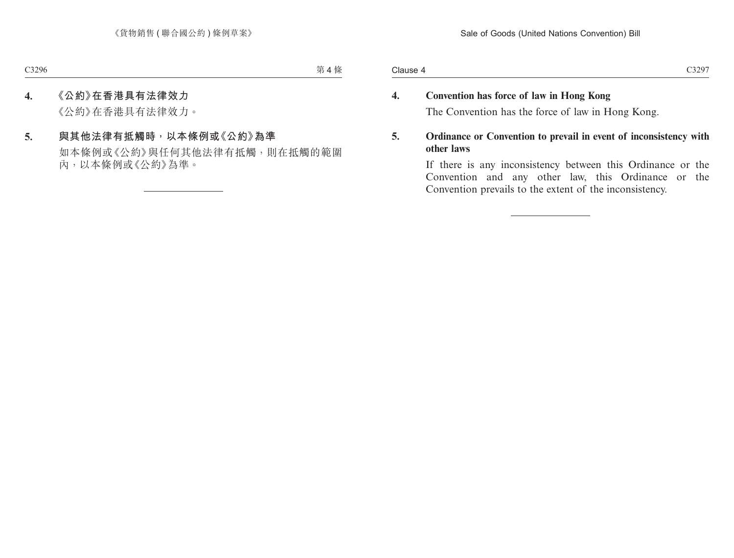**4. 《公約》在香港具有法律效力**

《公約》在香港具有法律效力。

**5. 與其他法律有抵觸時，以本條例或《公約》為準**

如本條例或《公約》與任何其他法律有抵觸，則在抵觸的範圍內，以本條例或《公約》為準。

---

**4. Convention has force of law in Hong Kong**

The Convention has the force of law in Hong Kong.

**5. Ordinance or Convention to prevail in event of inconsistency with other laws**

If there is any inconsistency between this Ordinance or the Convention and any other law, this Ordinance or the Convention prevails to the extent of the inconsistency.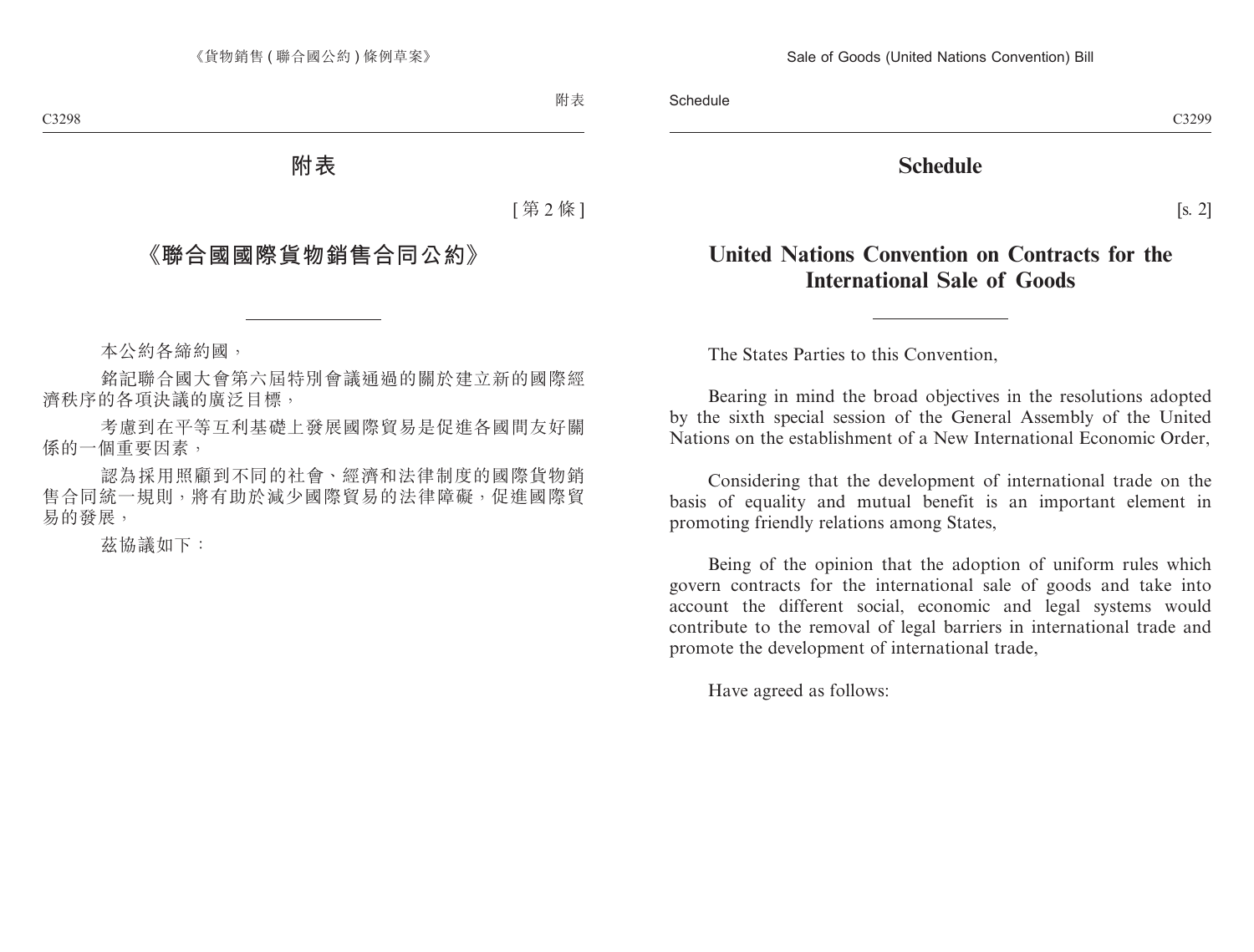# 附表

[ 第 2 條 ]

## 《聯合國國際貨物銷售合同公約》

---

本公約各締約國，

銘記聯合國大會第六屆特別會議通過的關於建立新的國際經濟秩序的各項決議的廣泛目標，

考慮到在平等互利基礎上發展國際貿易是促進各國間友好關係的一個重要因素，

認為採用照顧到不同的社會、經濟和法律制度的國際貨物銷售合同統一規則，將有助於減少國際貿易的法律障礙，促進國際貿易的發展，

茲協議如下：

# Schedule

[s. 2]

## United Nations Convention on Contracts for the International Sale of Goods

---

The States Parties to this Convention,

Bearing in mind the broad objectives in the resolutions adopted by the sixth special session of the General Assembly of the United Nations on the establishment of a New International Economic Order,

Considering that the development of international trade on the basis of equality and mutual benefit is an important element in promoting friendly relations among States,

Being of the opinion that the adoption of uniform rules which govern contracts for the international sale of goods and take into account the different social, economic and legal systems would contribute to the removal of legal barriers in international trade and promote the development of international trade,

Have agreed as follows: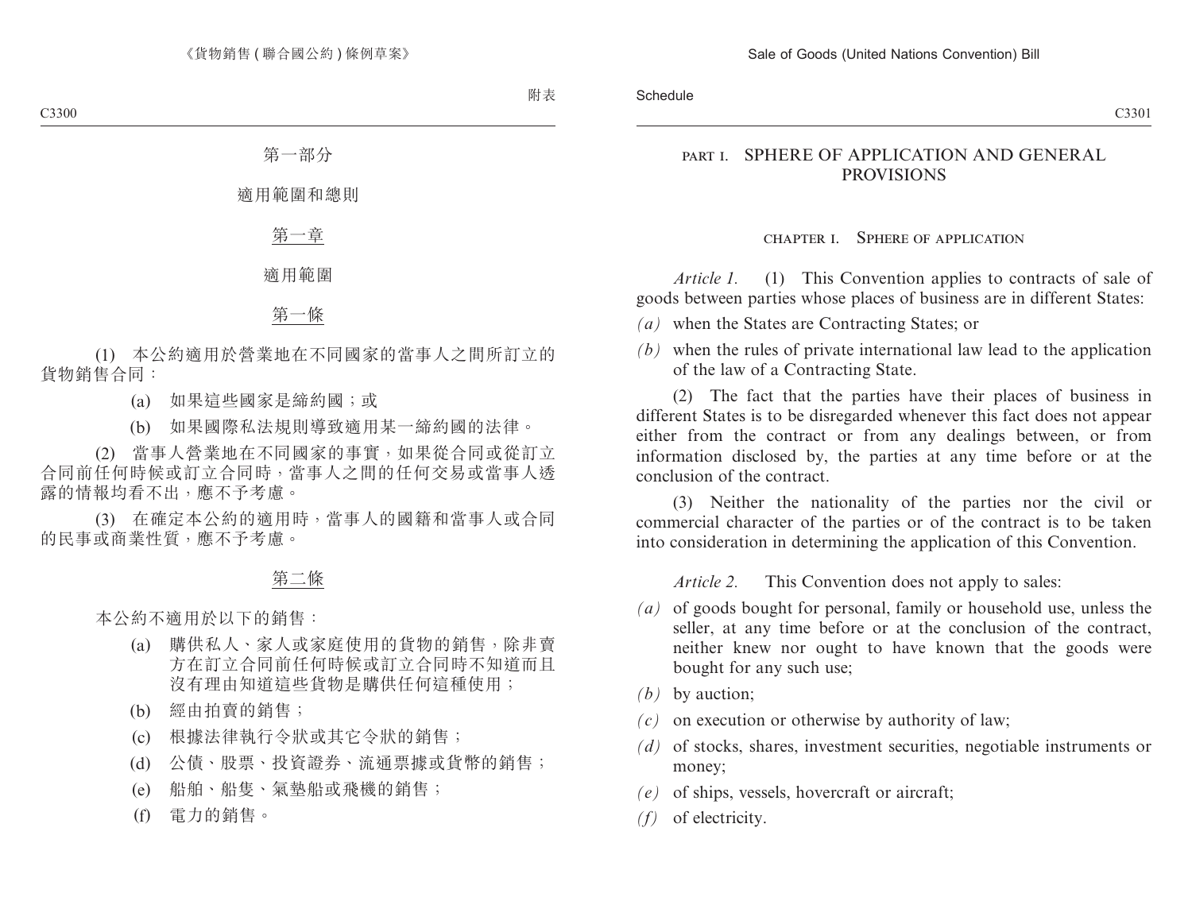第一部分

適用範圍和總則

第一章

適用範圍

第一條

(1) 本公約適用於營業地在不同國家的當事人之間所訂立的貨物銷售合同：

(a) 如果這些國家是締約國；或

(b) 如果國際私法規則導致適用某一締約國的法律。

(2) 當事人營業地在不同國家的事實，如果從合同或從訂立合同前任何時候或訂立合同時，當事人之間的任何交易或當事人透露的情報均看不出，應不予考慮。

(3) 在確定本公約的適用時，當事人的國籍和當事人或合同的民事或商業性質，應不予考慮。

第二條

本公約不適用於以下的銷售：

(a) 購供私人、家人或家庭使用的貨物的銷售，除非賣方在訂立合同前任何時候或訂立合同時不知道而且沒有理由知道這些貨物是購供任何這種使用；

(b) 經由拍賣的銷售；

(c) 根據法律執行令狀或其它令狀的銷售；

(d) 公債、股票、投資證券、流通票據或貨幣的銷售；

(e) 船舶、船隻、氣墊船或飛機的銷售；

(f) 電力的銷售。

# PART I. SPHERE OF APPLICATION AND GENERAL PROVISIONS

## CHAPTER I. SPHERE OF APPLICATION

*Article 1.* (1) This Convention applies to contracts of sale of goods between parties whose places of business are in different States:

*(a)* when the States are Contracting States; or

*(b)* when the rules of private international law lead to the application of the law of a Contracting State.

(2) The fact that the parties have their places of business in different States is to be disregarded whenever this fact does not appear either from the contract or from any dealings between, or from information disclosed by, the parties at any time before or at the conclusion of the contract.

(3) Neither the nationality of the parties nor the civil or commercial character of the parties or of the contract is to be taken into consideration in determining the application of this Convention.

*Article 2.* This Convention does not apply to sales:

*(a)* of goods bought for personal, family or household use, unless the seller, at any time before or at the conclusion of the contract, neither knew nor ought to have known that the goods were bought for any such use;

*(b)* by auction;

*(c)* on execution or otherwise by authority of law;

*(d)* of stocks, shares, investment securities, negotiable instruments or money;

*(e)* of ships, vessels, hovercraft or aircraft;

*(f)* of electricity.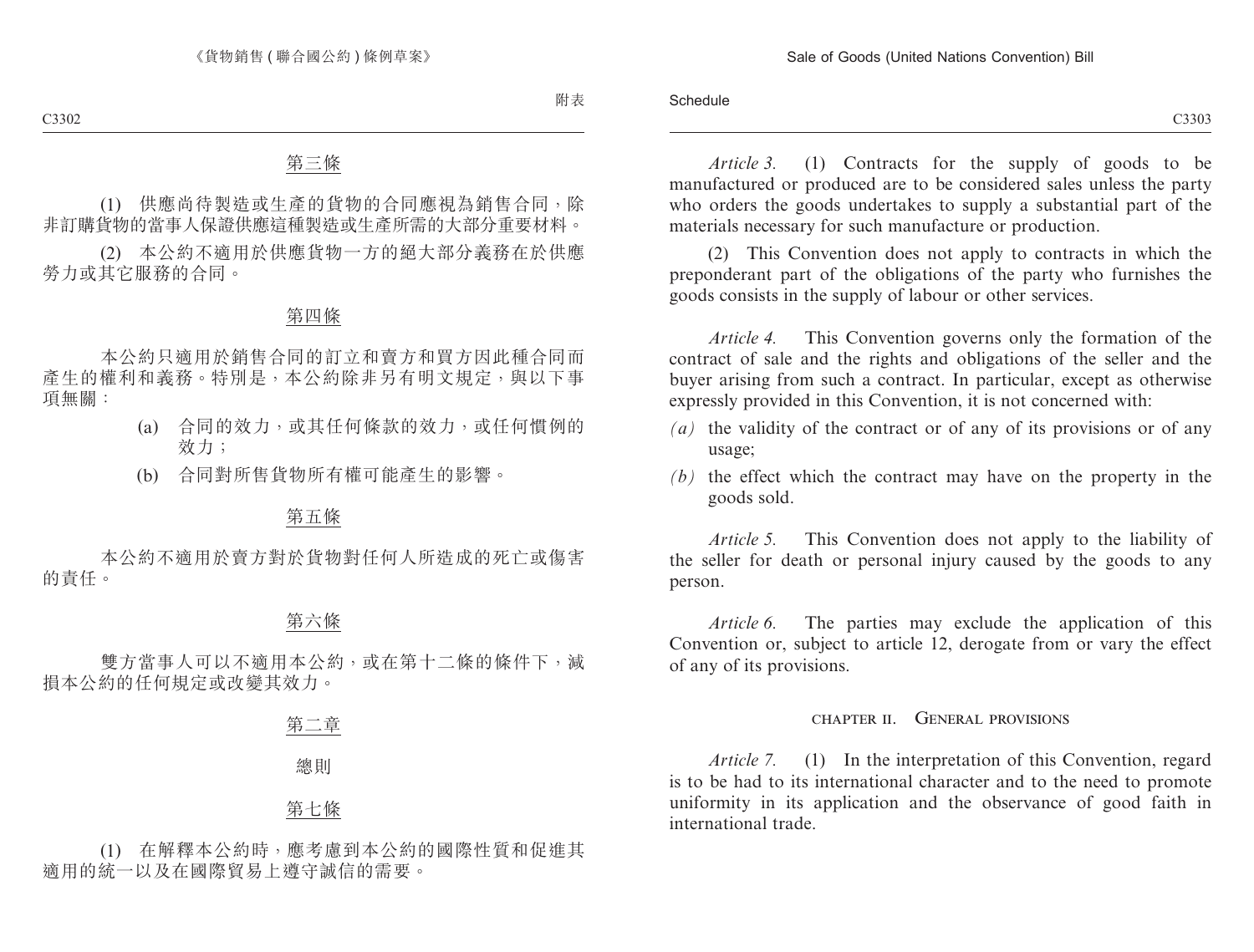第三條

(1) 供應尚待製造或生產的貨物的合同應視為銷售合同，除非訂購貨物的當事人保證供應這種製造或生產所需的大部分重要材料。

(2) 本公約不適用於供應貨物一方的絕大部分義務在於供應勞力或其它服務的合同。

第四條

本公約只適用於銷售合同的訂立和賣方和買方因此種合同而產生的權利和義務。特別是，本公約除非另有明文規定，與以下事項無關：

(a) 合同的效力，或其任何條款的效力，或任何慣例的效力；

(b) 合同對所售貨物所有權可能產生的影響。

第五條

本公約不適用於賣方對於貨物對任何人所造成的死亡或傷害的責任。

第六條

雙方當事人可以不適用本公約，或在第十二條的條件下，減損本公約的任何規定或改變其效力。

第二章

總則

第七條

(1) 在解釋本公約時，應考慮到本公約的國際性質和促進其適用的統一以及在國際貿易上遵守誠信的需要。

*Article 3.* (1) Contracts for the supply of goods to be manufactured or produced are to be considered sales unless the party who orders the goods undertakes to supply a substantial part of the materials necessary for such manufacture or production.

(2) This Convention does not apply to contracts in which the preponderant part of the obligations of the party who furnishes the goods consists in the supply of labour or other services.

*Article 4.* This Convention governs only the formation of the contract of sale and the rights and obligations of the seller and the buyer arising from such a contract. In particular, except as otherwise expressly provided in this Convention, it is not concerned with:

*(a)* the validity of the contract or of any of its provisions or of any usage;

*(b)* the effect which the contract may have on the property in the goods sold.

*Article 5.* This Convention does not apply to the liability of the seller for death or personal injury caused by the goods to any person.

*Article 6.* The parties may exclude the application of this Convention or, subject to article 12, derogate from or vary the effect of any of its provisions.

CHAPTER II. GENERAL PROVISIONS

*Article 7.* (1) In the interpretation of this Convention, regard is to be had to its international character and to the need to promote uniformity in its application and the observance of good faith in international trade.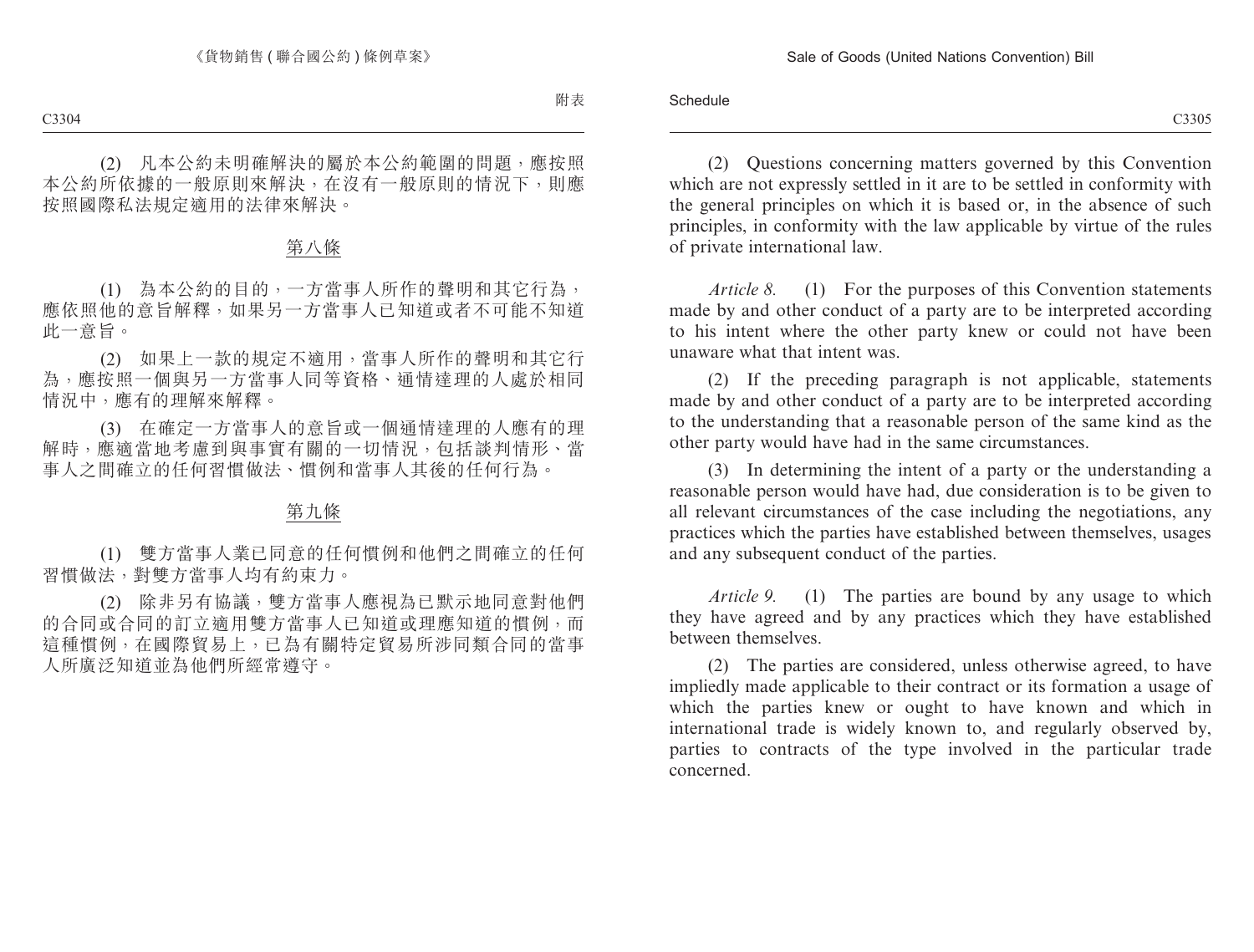(2) 凡本公約未明確解決的屬於本公約範圍的問題，應按照本公約所依據的一般原則來解決，在沒有一般原則的情況下，則應按照國際私法規定適用的法律來解決。

## 第八條

(1) 為本公約的目的，一方當事人所作的聲明和其它行為，應依照他的意旨解釋，如果另一方當事人已知道或者不可能不知道此一意旨。

(2) 如果上一款的規定不適用，當事人所作的聲明和其它行為，應按照一個與另一方當事人同等資格、通情達理的人處於相同情況中，應有的理解來解釋。

(3) 在確定一方當事人的意旨或一個通情達理的人應有的理解時，應適當地考慮到與事實有關的一切情況，包括談判情形、當事人之間確立的任何習慣做法、慣例和當事人其後的任何行為。

## 第九條

(1) 雙方當事人業已同意的任何慣例和他們之間確立的任何習慣做法，對雙方當事人均有約束力。

(2) 除非另有協議，雙方當事人應視為已默示地同意對他們的合同或合同的訂立適用雙方當事人已知道或理應知道的慣例，而這種慣例，在國際貿易上，已為有關特定貿易所涉同類合同的當事人所廣泛知道並為他們所經常遵守。

(2) Questions concerning matters governed by this Convention which are not expressly settled in it are to be settled in conformity with the general principles on which it is based or, in the absence of such principles, in conformity with the law applicable by virtue of the rules of private international law.

*Article 8.* (1) For the purposes of this Convention statements made by and other conduct of a party are to be interpreted according to his intent where the other party knew or could not have been unaware what that intent was.

(2) If the preceding paragraph is not applicable, statements made by and other conduct of a party are to be interpreted according to the understanding that a reasonable person of the same kind as the other party would have had in the same circumstances.

(3) In determining the intent of a party or the understanding a reasonable person would have had, due consideration is to be given to all relevant circumstances of the case including the negotiations, any practices which the parties have established between themselves, usages and any subsequent conduct of the parties.

*Article 9.* (1) The parties are bound by any usage to which they have agreed and by any practices which they have established between themselves.

(2) The parties are considered, unless otherwise agreed, to have impliedly made applicable to their contract or its formation a usage of which the parties knew or ought to have known and which in international trade is widely known to, and regularly observed by, parties to contracts of the type involved in the particular trade concerned.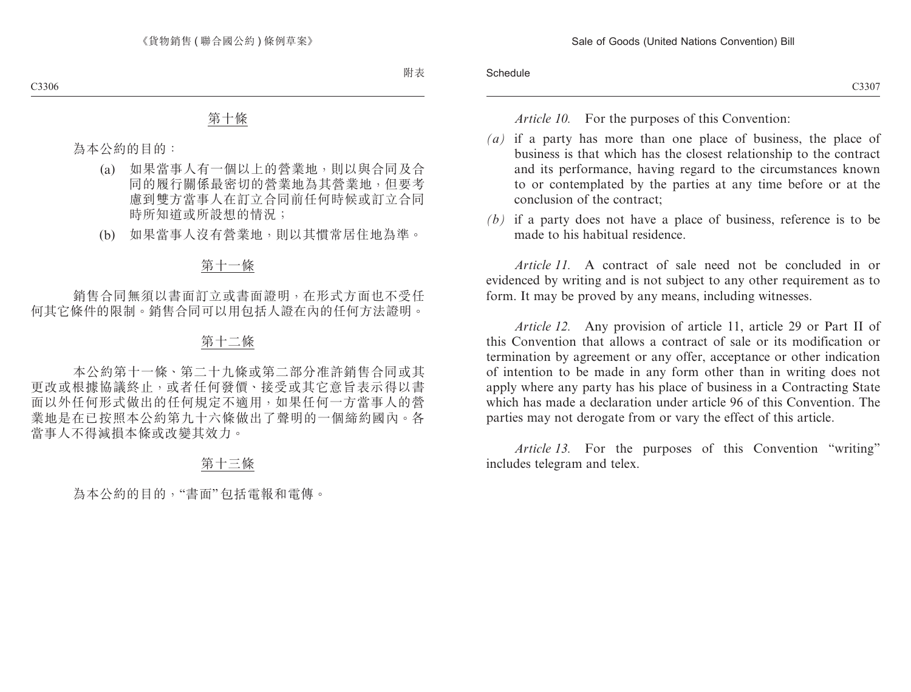## 第十條

為本公約的目的：

(a) 如果當事人有一個以上的營業地，則以與合同及合同的履行關係最密切的營業地為其營業地，但要考慮到雙方當事人在訂立合同前任何時候或訂立合同時所知道或所設想的情況；

(b) 如果當事人沒有營業地，則以其慣常居住地為準。

## 第十一條

銷售合同無須以書面訂立或書面證明，在形式方面也不受任何其它條件的限制。銷售合同可以用包括人證在內的任何方法證明。

## 第十二條

本公約第十一條、第二十九條或第二部分准許銷售合同或其更改或根據協議終止，或者任何發價、接受或其它意旨表示得以書面以外任何形式做出的任何規定不適用，如果任何一方當事人的營業地是在已按照本公約第九十六條做出了聲明的一個締約國內。各當事人不得減損本條或改變其效力。

## 第十三條

為本公約的目的，“書面”包括電報和電傳。

*Article 10.* For the purposes of this Convention:

*(a)* if a party has more than one place of business, the place of business is that which has the closest relationship to the contract and its performance, having regard to the circumstances known to or contemplated by the parties at any time before or at the conclusion of the contract;

*(b)* if a party does not have a place of business, reference is to be made to his habitual residence.

*Article 11.* A contract of sale need not be concluded in or evidenced by writing and is not subject to any other requirement as to form. It may be proved by any means, including witnesses.

*Article 12.* Any provision of article 11, article 29 or Part II of this Convention that allows a contract of sale or its modification or termination by agreement or any offer, acceptance or other indication of intention to be made in any form other than in writing does not apply where any party has his place of business in a Contracting State which has made a declaration under article 96 of this Convention. The parties may not derogate from or vary the effect of this article.

*Article 13.* For the purposes of this Convention "writing" includes telegram and telex.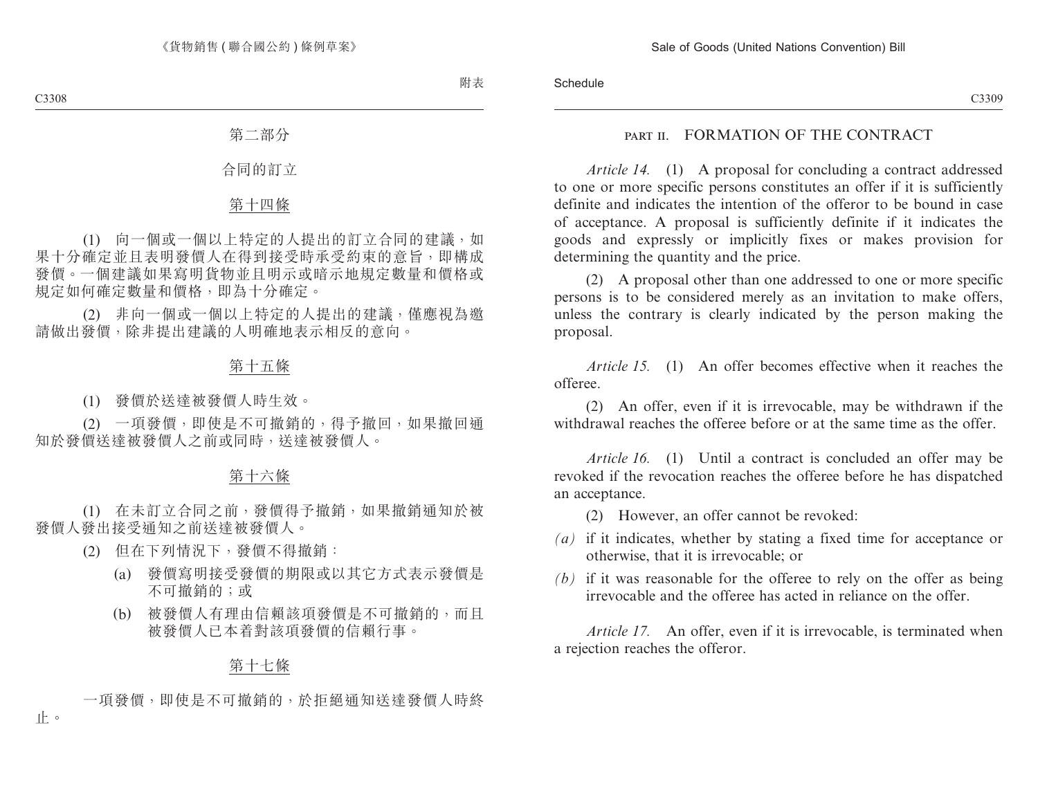## 第二部分

## 合同的訂立

### 第十四條

(1) 向一個或一個以上特定的人提出的訂立合同的建議，如果十分確定並且表明發價人在得到接受時承受約束的意旨，即構成發價。一個建議如果寫明貨物並且明示或暗示地規定數量和價格或規定如何確定數量和價格，即為十分確定。

(2) 非向一個或一個以上特定的人提出的建議，僅應視為邀請做出發價，除非提出建議的人明確地表示相反的意向。

### 第十五條

(1) 發價於送達被發價人時生效。

(2) 一項發價，即使是不可撤銷的，得予撤回，如果撤回通知於發價送達被發價人之前或同時，送達被發價人。

### 第十六條

(1) 在未訂立合同之前，發價得予撤銷，如果撤銷通知於被發價人發出接受通知之前送達被發價人。

(2) 但在下列情況下，發價不得撤銷：

(a) 發價寫明接受發價的期限或以其它方式表示發價是不可撤銷的；或

(b) 被發價人有理由信賴該項發價是不可撤銷的，而且被發價人已本着對該項發價的信賴行事。

### 第十七條

一項發價，即使是不可撤銷的，於拒絕通知送達發價人時終止。

## PART II. FORMATION OF THE CONTRACT

*Article 14.* (1) A proposal for concluding a contract addressed to one or more specific persons constitutes an offer if it is sufficiently definite and indicates the intention of the offeror to be bound in case of acceptance. A proposal is sufficiently definite if it indicates the goods and expressly or implicitly fixes or makes provision for determining the quantity and the price.

(2) A proposal other than one addressed to one or more specific persons is to be considered merely as an invitation to make offers, unless the contrary is clearly indicated by the person making the proposal.

*Article 15.* (1) An offer becomes effective when it reaches the offeree.

(2) An offer, even if it is irrevocable, may be withdrawn if the withdrawal reaches the offeree before or at the same time as the offer.

*Article 16.* (1) Until a contract is concluded an offer may be revoked if the revocation reaches the offeree before he has dispatched an acceptance.

(2) However, an offer cannot be revoked:

*(a)* if it indicates, whether by stating a fixed time for acceptance or otherwise, that it is irrevocable; or

*(b)* if it was reasonable for the offeree to rely on the offer as being irrevocable and the offeree has acted in reliance on the offer.

*Article 17.* An offer, even if it is irrevocable, is terminated when a rejection reaches the offeror.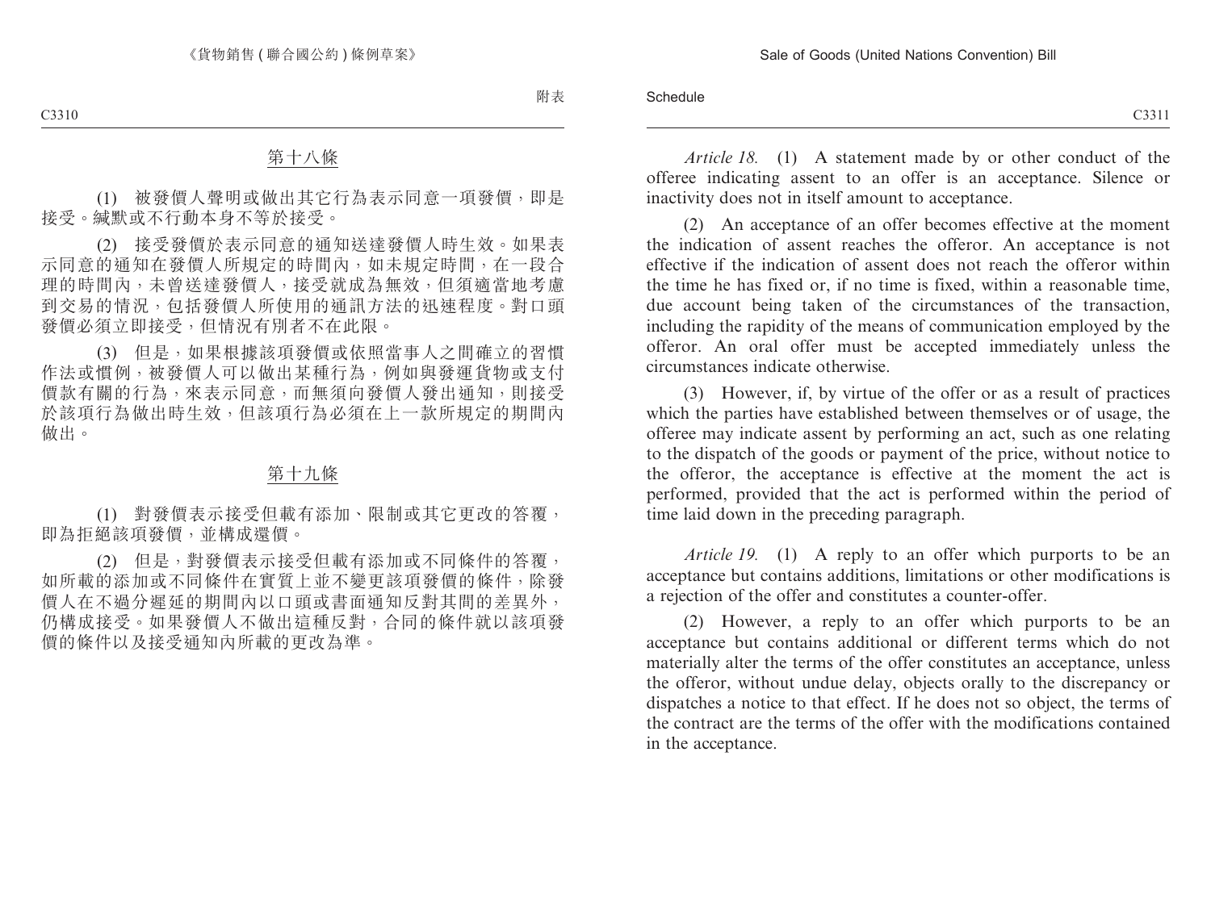## 第十八條

(1) 被發價人聲明或做出其它行為表示同意一項發價，即是接受。緘默或不行動本身不等於接受。

(2) 接受發價於表示同意的通知送達發價人時生效。如果表示同意的通知在發價人所規定的時間內，如未規定時間，在一段合理的時間內，未曾送達發價人，接受就成為無效，但須適當地考慮到交易的情況，包括發價人所使用的通訊方法的迅速程度。對口頭發價必須立即接受，但情況有別者不在此限。

(3) 但是，如果根據該項發價或依照當事人之間確立的習慣作法或慣例，被發價人可以做出某種行為，例如與發運貨物或支付價款有關的行為，來表示同意，而無須向發價人發出通知，則接受於該項行為做出時生效，但該項行為必須在上一款所規定的期間內做出。

## 第十九條

(1) 對發價表示接受但載有添加、限制或其它更改的答覆，即為拒絕該項發價，並構成還價。

(2) 但是，對發價表示接受但載有添加或不同條件的答覆，如所載的添加或不同條件在實質上並不變更該項發價的條件，除發價人在不過分遲延的期間內以口頭或書面通知反對其間的差異外，仍構成接受。如果發價人不做出這種反對，合同的條件就以該項發價的條件以及接受通知內所載的更改為準。

*Article 18.* (1) A statement made by or other conduct of the offeree indicating assent to an offer is an acceptance. Silence or inactivity does not in itself amount to acceptance.

(2) An acceptance of an offer becomes effective at the moment the indication of assent reaches the offeror. An acceptance is not effective if the indication of assent does not reach the offeror within the time he has fixed or, if no time is fixed, within a reasonable time, due account being taken of the circumstances of the transaction, including the rapidity of the means of communication employed by the offeror. An oral offer must be accepted immediately unless the circumstances indicate otherwise.

(3) However, if, by virtue of the offer or as a result of practices which the parties have established between themselves or of usage, the offeree may indicate assent by performing an act, such as one relating to the dispatch of the goods or payment of the price, without notice to the offeror, the acceptance is effective at the moment the act is performed, provided that the act is performed within the period of time laid down in the preceding paragraph.

*Article 19.* (1) A reply to an offer which purports to be an acceptance but contains additions, limitations or other modifications is a rejection of the offer and constitutes a counter-offer.

(2) However, a reply to an offer which purports to be an acceptance but contains additional or different terms which do not materially alter the terms of the offer constitutes an acceptance, unless the offeror, without undue delay, objects orally to the discrepancy or dispatches a notice to that effect. If he does not so object, the terms of the contract are the terms of the offer with the modifications contained in the acceptance.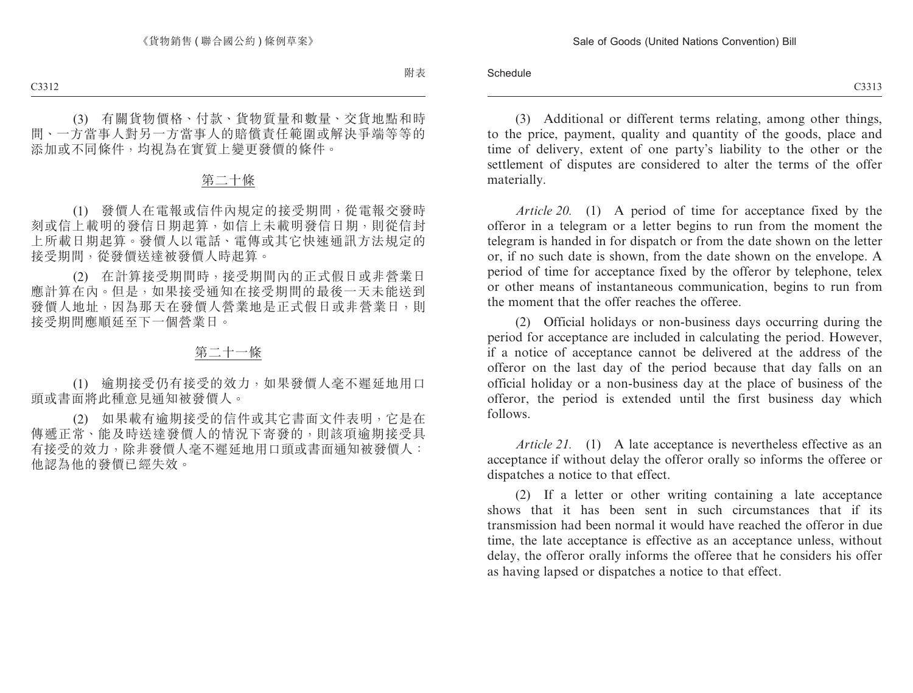(3) 有關貨物價格、付款、貨物質量和數量、交貨地點和時間、一方當事人對另一方當事人的賠償責任範圍或解決爭端等等的添加或不同條件，均視為在實質上變更發價的條件。

第二十條

(1) 發價人在電報或信件內規定的接受期間，從電報交發時刻或信上載明的發信日期起算，如信上未載明發信日期，則從信封上所載日期起算。發價人以電話、電傳或其它快速通訊方法規定的接受期間，從發價送達被發價人時起算。

(2) 在計算接受期間時，接受期間內的正式假日或非營業日應計算在內。但是，如果接受通知在接受期間的最後一天未能送到發價人地址，因為那天在發價人營業地是正式假日或非營業日，則接受期間應順延至下一個營業日。

第二十一條

(1) 逾期接受仍有接受的效力，如果發價人毫不遲延地用口頭或書面將此種意見通知被發價人。

(2) 如果載有逾期接受的信件或其它書面文件表明，它是在傳遞正常、能及時送達發價人的情況下寄發的，則該項逾期接受具有接受的效力，除非發價人毫不遲延地用口頭或書面通知被發價人：他認為他的發價已經失效。

(3) Additional or different terms relating, among other things, to the price, payment, quality and quantity of the goods, place and time of delivery, extent of one party's liability to the other or the settlement of disputes are considered to alter the terms of the offer materially.

*Article 20.* (1) A period of time for acceptance fixed by the offeror in a telegram or a letter begins to run from the moment the telegram is handed in for dispatch or from the date shown on the letter or, if no such date is shown, from the date shown on the envelope. A period of time for acceptance fixed by the offeror by telephone, telex or other means of instantaneous communication, begins to run from the moment that the offer reaches the offeree.

(2) Official holidays or non-business days occurring during the period for acceptance are included in calculating the period. However, if a notice of acceptance cannot be delivered at the address of the offeror on the last day of the period because that day falls on an official holiday or a non-business day at the place of business of the offeror, the period is extended until the first business day which follows.

*Article 21.* (1) A late acceptance is nevertheless effective as an acceptance if without delay the offeror orally so informs the offeree or dispatches a notice to that effect.

(2) If a letter or other writing containing a late acceptance shows that it has been sent in such circumstances that if its transmission had been normal it would have reached the offeror in due time, the late acceptance is effective as an acceptance unless, without delay, the offeror orally informs the offeree that he considers his offer as having lapsed or dispatches a notice to that effect.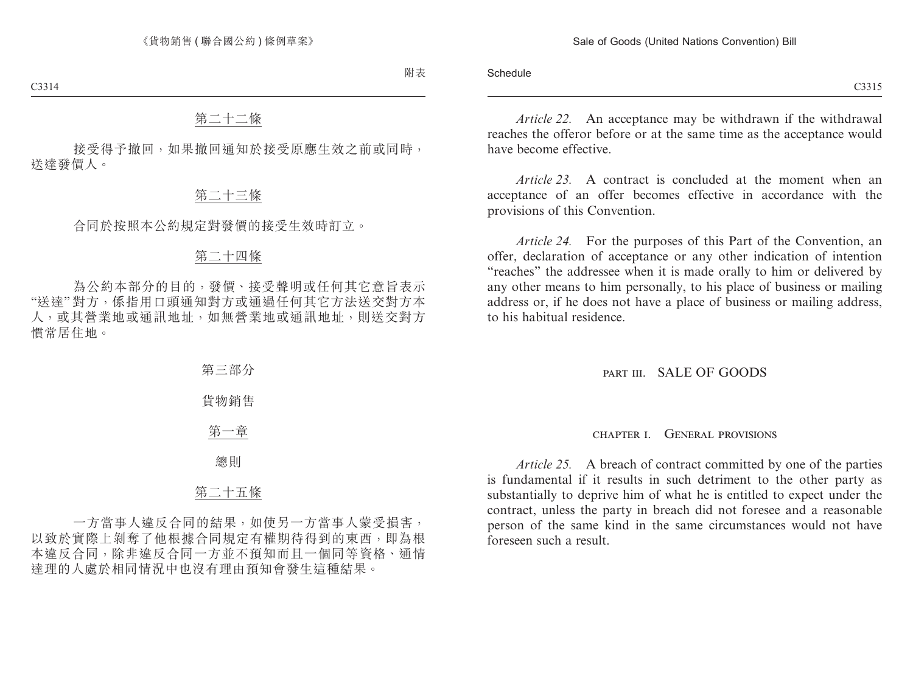第二十二條

接受得予撤回，如果撤回通知於接受原應生效之前或同時，送達發價人。

第二十三條

合同於按照本公約規定對發價的接受生效時訂立。

第二十四條

為公約本部分的目的，發價、接受聲明或任何其它意旨表示“送達”對方，係指用口頭通知對方或通過任何其它方法送交對方本人，或其營業地或通訊地址，如無營業地或通訊地址，則送交對方慣常居住地。

第三部分

貨物銷售

第一章

總則

第二十五條

一方當事人違反合同的結果，如使另一方當事人蒙受損害，以致於實際上剝奪了他根據合同規定有權期待得到的東西，即為根本違反合同，除非違反合同一方並不預知而且一個同等資格、通情達理的人處於相同情況中也沒有理由預知會發生這種結果。

*Article 22.* An acceptance may be withdrawn if the withdrawal reaches the offeror before or at the same time as the acceptance would have become effective.

*Article 23.* A contract is concluded at the moment when an acceptance of an offer becomes effective in accordance with the provisions of this Convention.

*Article 24.* For the purposes of this Part of the Convention, an offer, declaration of acceptance or any other indication of intention "reaches" the addressee when it is made orally to him or delivered by any other means to him personally, to his place of business or mailing address or, if he does not have a place of business or mailing address, to his habitual residence.

## PART III. SALE OF GOODS

### CHAPTER I. GENERAL PROVISIONS

*Article 25.* A breach of contract committed by one of the parties is fundamental if it results in such detriment to the other party as substantially to deprive him of what he is entitled to expect under the contract, unless the party in breach did not foresee and a reasonable person of the same kind in the same circumstances would not have foreseen such a result.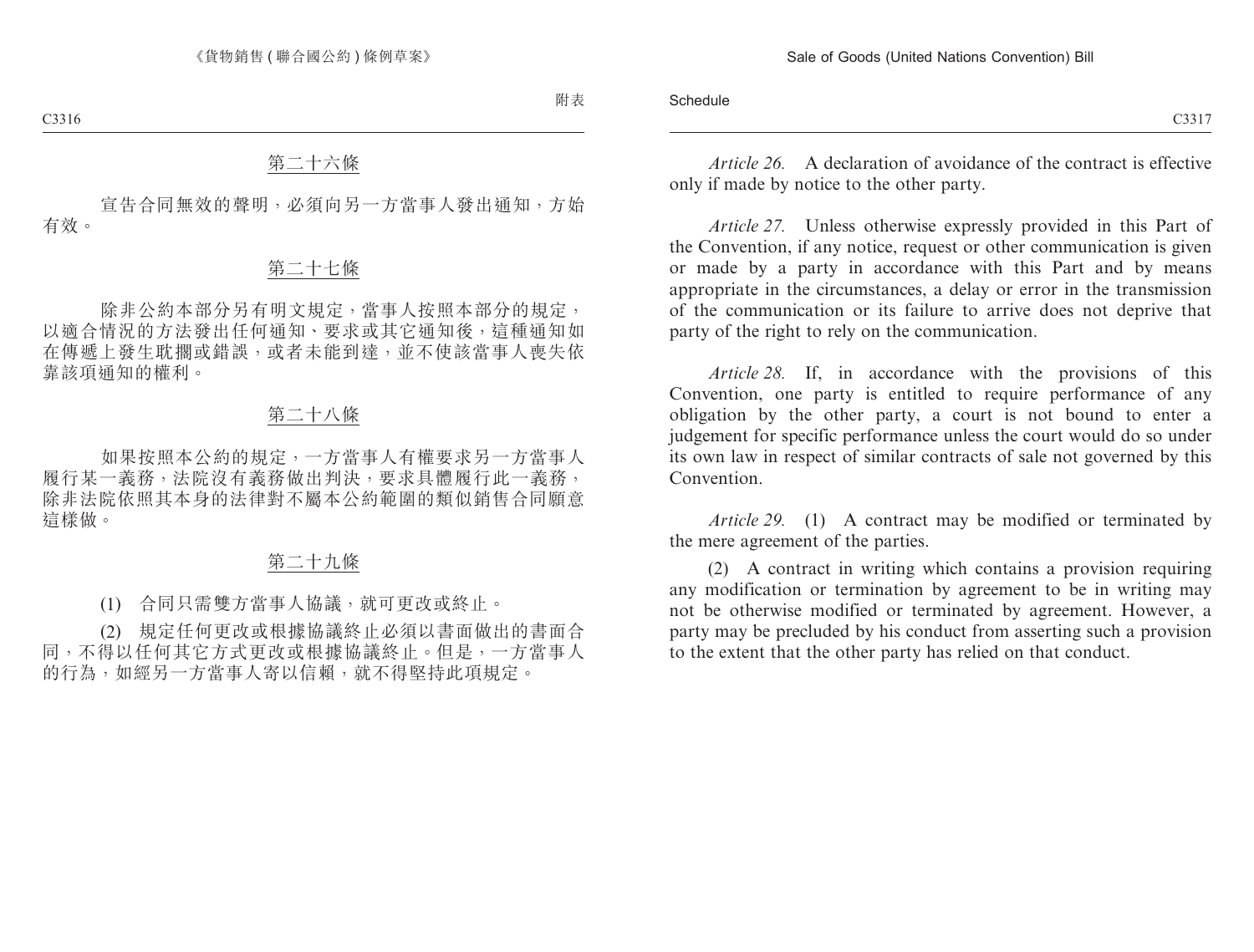## 第二十六條

宣告合同無效的聲明，必須向另一方當事人發出通知，方始有效。

## 第二十七條

除非公約本部分另有明文規定，當事人按照本部分的規定，以適合情況的方法發出任何通知、要求或其它通知後，這種通知如在傳遞上發生耽擱或錯誤，或者未能到達，並不使該當事人喪失依靠該項通知的權利。

## 第二十八條

如果按照本公約的規定，一方當事人有權要求另一方當事人履行某一義務，法院沒有義務做出判決，要求具體履行此一義務，除非法院依照其本身的法律對不屬本公約範圍的類似銷售合同願意這樣做。

## 第二十九條

(1) 合同只需雙方當事人協議，就可更改或終止。

(2) 規定任何更改或根據協議終止必須以書面做出的書面合同，不得以任何其它方式更改或根據協議終止。但是，一方當事人的行為，如經另一方當事人寄以信賴，就不得堅持此項規定。

*Article 26.* A declaration of avoidance of the contract is effective only if made by notice to the other party.

*Article 27.* Unless otherwise expressly provided in this Part of the Convention, if any notice, request or other communication is given or made by a party in accordance with this Part and by means appropriate in the circumstances, a delay or error in the transmission of the communication or its failure to arrive does not deprive that party of the right to rely on the communication.

*Article 28.* If, in accordance with the provisions of this Convention, one party is entitled to require performance of any obligation by the other party, a court is not bound to enter a judgement for specific performance unless the court would do so under its own law in respect of similar contracts of sale not governed by this Convention.

*Article 29.* (1) A contract may be modified or terminated by the mere agreement of the parties.

(2) A contract in writing which contains a provision requiring any modification or termination by agreement to be in writing may not be otherwise modified or terminated by agreement. However, a party may be precluded by his conduct from asserting such a provision to the extent that the other party has relied on that conduct.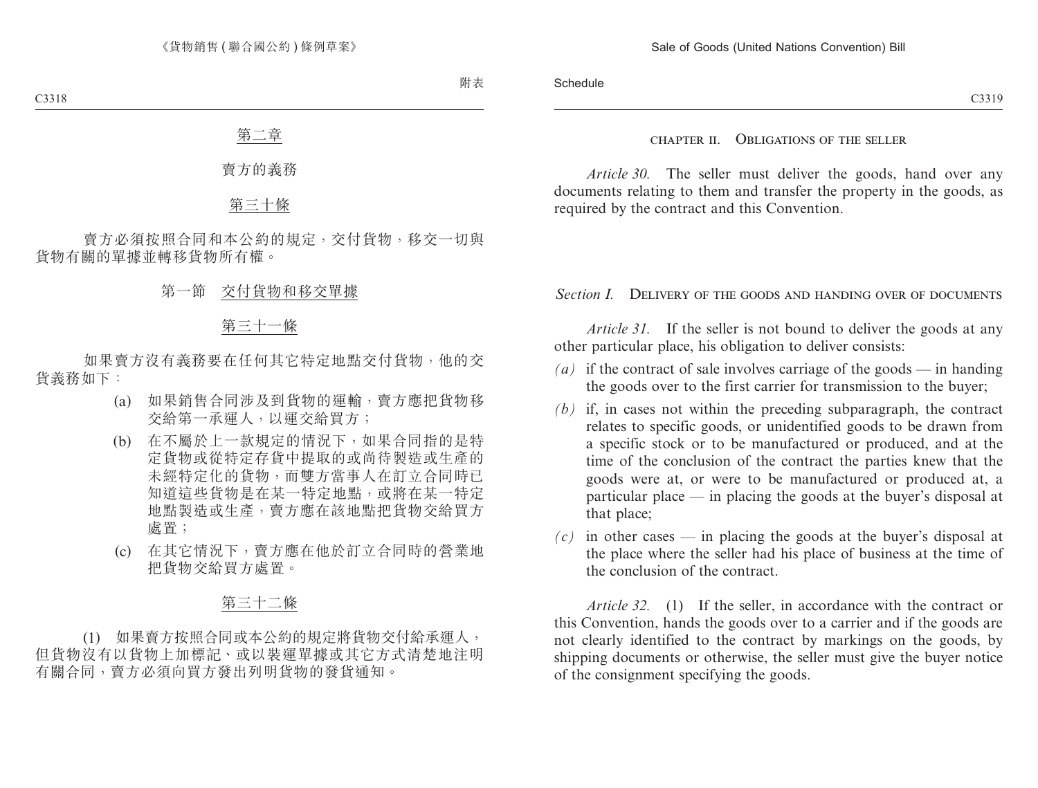## 第二章

## 賣方的義務

### 第三十條

賣方必須按照合同和本公約的規定，交付貨物，移交一切與貨物有關的單據並轉移貨物所有權。

### 第一節　交付貨物和移交單據

### 第三十一條

如果賣方沒有義務要在任何其它特定地點交付貨物，他的交貨義務如下：

(a) 如果銷售合同涉及到貨物的運輸，賣方應把貨物移交給第一承運人，以運交給買方；

(b) 在不屬於上一款規定的情況下，如果合同指的是特定貨物或從特定存貨中提取的或尚待製造或生產的未經特定化的貨物，而雙方當事人在訂立合同時已知道這些貨物是在某一特定地點，或將在某一特定地點製造或生產，賣方應在該地點把貨物交給買方處置；

(c) 在其它情況下，賣方應在他於訂立合同時的營業地把貨物交給買方處置。

### 第三十二條

(1) 如果賣方按照合同或本公約的規定將貨物交付給承運人，但貨物沒有以貨物上加標記、或以裝運單據或其它方式清楚地注明有關合同，賣方必須向買方發出列明貨物的發貨通知。

## CHAPTER II. OBLIGATIONS OF THE SELLER

*Article 30.* The seller must deliver the goods, hand over any documents relating to them and transfer the property in the goods, as required by the contract and this Convention.

### *Section I.* DELIVERY OF THE GOODS AND HANDING OVER OF DOCUMENTS

*Article 31.* If the seller is not bound to deliver the goods at any other particular place, his obligation to deliver consists:

*(a)* if the contract of sale involves carriage of the goods — in handing the goods over to the first carrier for transmission to the buyer;

*(b)* if, in cases not within the preceding subparagraph, the contract relates to specific goods, or unidentified goods to be drawn from a specific stock or to be manufactured or produced, and at the time of the conclusion of the contract the parties knew that the goods were at, or were to be manufactured or produced at, a particular place — in placing the goods at the buyer's disposal at that place;

*(c)* in other cases — in placing the goods at the buyer's disposal at the place where the seller had his place of business at the time of the conclusion of the contract.

*Article 32.* (1) If the seller, in accordance with the contract or this Convention, hands the goods over to a carrier and if the goods are not clearly identified to the contract by markings on the goods, by shipping documents or otherwise, the seller must give the buyer notice of the consignment specifying the goods.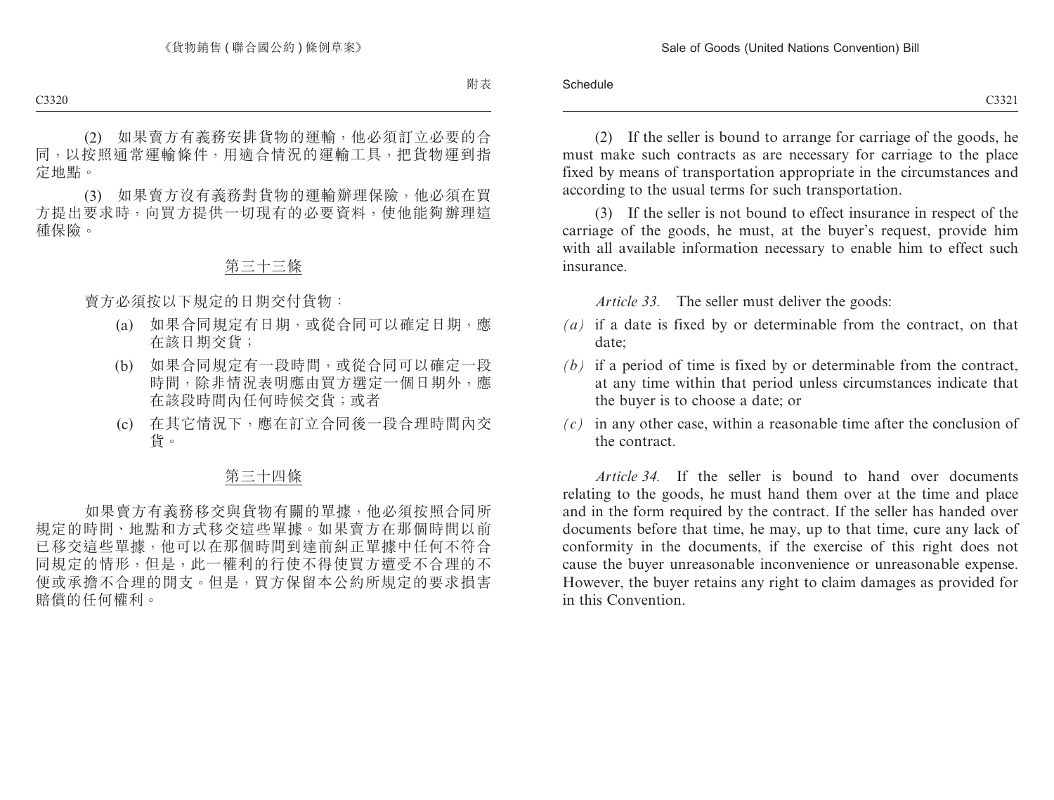(2) 如果賣方有義務安排貨物的運輸，他必須訂立必要的合同，以按照通常運輸條件，用適合情況的運輸工具，把貨物運到指定地點。

(3) 如果賣方沒有義務對貨物的運輸辦理保險，他必須在買方提出要求時，向買方提供一切現有的必要資料，使他能夠辦理這種保險。

## 第三十三條

賣方必須按以下規定的日期交付貨物：

(a) 如果合同規定有日期，或從合同可以確定日期，應在該日期交貨；

(b) 如果合同規定有一段時間，或從合同可以確定一段時間，除非情況表明應由買方選定一個日期外，應在該段時間內任何時候交貨；或者

(c) 在其它情況下，應在訂立合同後一段合理時間內交貨。

## 第三十四條

如果賣方有義務移交與貨物有關的單據，他必須按照合同所規定的時間、地點和方式移交這些單據。如果賣方在那個時間以前已移交這些單據，他可以在那個時間到達前糾正單據中任何不符合同規定的情形，但是，此一權利的行使不得使買方遭受不合理的不便或承擔不合理的開支。但是，買方保留本公約所規定的要求損害賠償的任何權利。

(2) If the seller is bound to arrange for carriage of the goods, he must make such contracts as are necessary for carriage to the place fixed by means of transportation appropriate in the circumstances and according to the usual terms for such transportation.

(3) If the seller is not bound to effect insurance in respect of the carriage of the goods, he must, at the buyer's request, provide him with all available information necessary to enable him to effect such insurance.

*Article 33.* The seller must deliver the goods:

*(a)* if a date is fixed by or determinable from the contract, on that date;

*(b)* if a period of time is fixed by or determinable from the contract, at any time within that period unless circumstances indicate that the buyer is to choose a date; or

*(c)* in any other case, within a reasonable time after the conclusion of the contract.

*Article 34.* If the seller is bound to hand over documents relating to the goods, he must hand them over at the time and place and in the form required by the contract. If the seller has handed over documents before that time, he may, up to that time, cure any lack of conformity in the documents, if the exercise of this right does not cause the buyer unreasonable inconvenience or unreasonable expense. However, the buyer retains any right to claim damages as provided for in this Convention.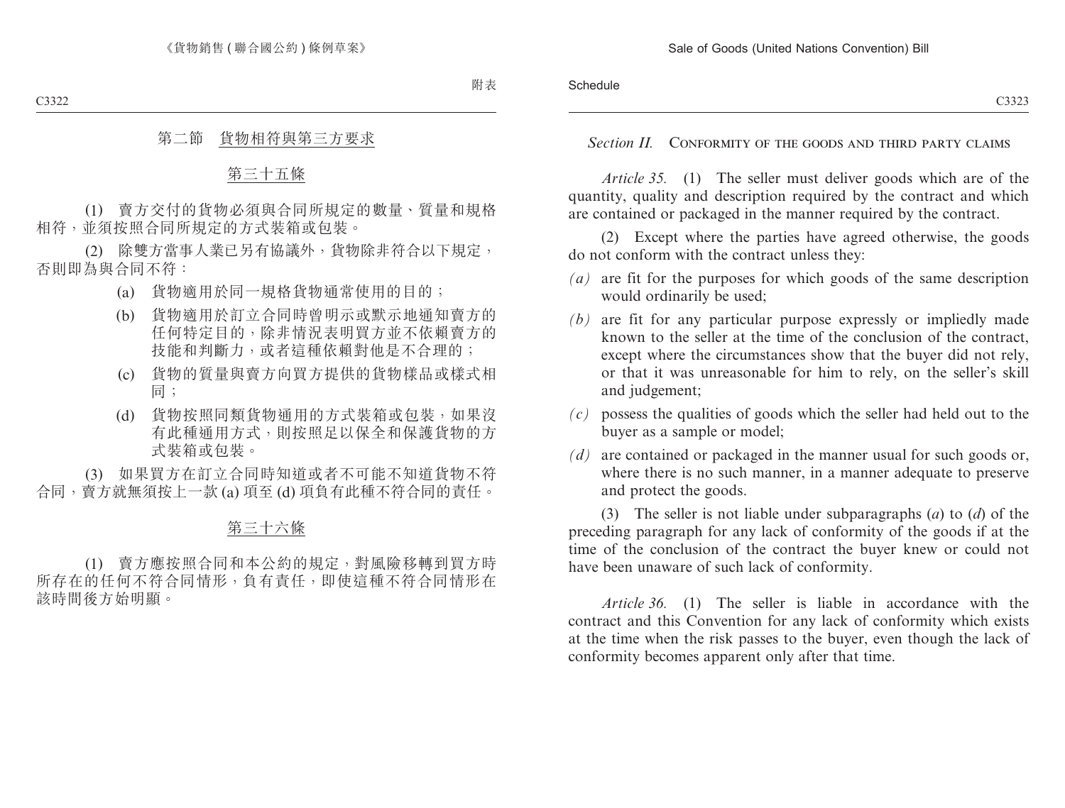## 第二節　貨物相符與第三方要求

### 第三十五條

(1)　賣方交付的貨物必須與合同所規定的數量、質量和規格相符，並須按照合同所規定的方式裝箱或包裝。

(2)　除雙方當事人業已另有協議外，貨物除非符合以下規定，否則即為與合同不符：

(a)　貨物適用於同一規格貨物通常使用的目的；

(b)　貨物適用於訂立合同時曾明示或默示地通知賣方的任何特定目的，除非情況表明買方並不依賴賣方的技能和判斷力，或者這種依賴對他是不合理的；

(c)　貨物的質量與賣方向買方提供的貨物樣品或樣式相同；

(d)　貨物按照同類貨物通用的方式裝箱或包裝，如果沒有此種通用方式，則按照足以保全和保護貨物的方式裝箱或包裝。

(3)　如果買方在訂立合同時知道或者不可能不知道貨物不符合同，賣方就無須按上一款 (a) 項至 (d) 項負有此種不符合同的責任。

### 第三十六條

(1)　賣方應按照合同和本公約的規定，對風險移轉到買方時所存在的任何不符合同情形，負有責任，即使這種不符合同情形在該時間後方始明顯。

## *Section II.* Conformity of the goods and third party claims

*Article 35.* (1) The seller must deliver goods which are of the quantity, quality and description required by the contract and which are contained or packaged in the manner required by the contract.

(2) Except where the parties have agreed otherwise, the goods do not conform with the contract unless they:

*(a)* are fit for the purposes for which goods of the same description would ordinarily be used;

*(b)* are fit for any particular purpose expressly or impliedly made known to the seller at the time of the conclusion of the contract, except where the circumstances show that the buyer did not rely, or that it was unreasonable for him to rely, on the seller's skill and judgement;

*(c)* possess the qualities of goods which the seller had held out to the buyer as a sample or model;

*(d)* are contained or packaged in the manner usual for such goods or, where there is no such manner, in a manner adequate to preserve and protect the goods.

(3) The seller is not liable under subparagraphs (*a*) to (*d*) of the preceding paragraph for any lack of conformity of the goods if at the time of the conclusion of the contract the buyer knew or could not have been unaware of such lack of conformity.

*Article 36.* (1) The seller is liable in accordance with the contract and this Convention for any lack of conformity which exists at the time when the risk passes to the buyer, even though the lack of conformity becomes apparent only after that time.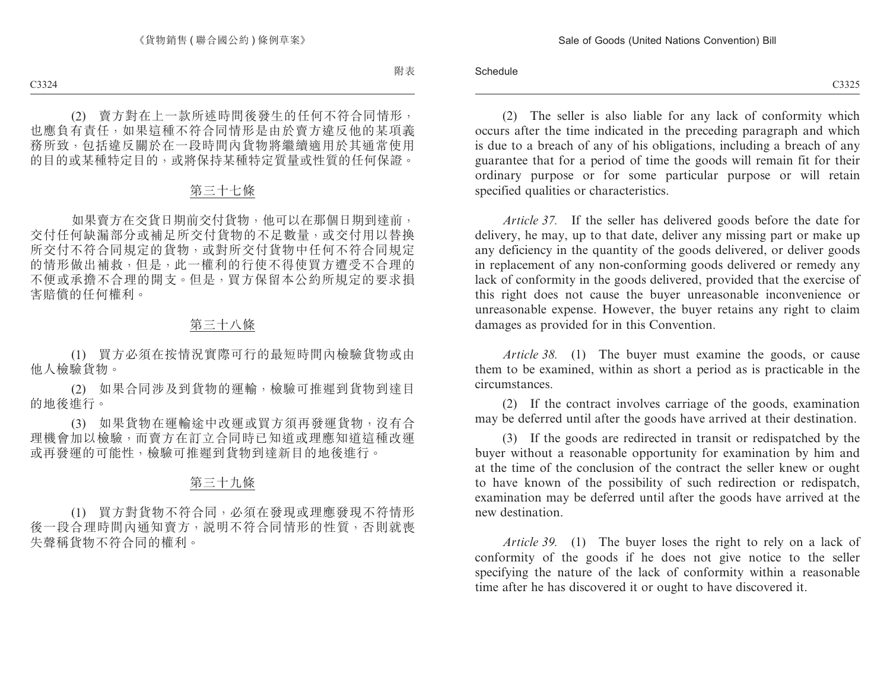附表

(2) 賣方對在上一款所述時間後發生的任何不符合同情形，也應負有責任，如果這種不符合同情形是由於賣方違反他的某項義務所致，包括違反關於在一段時間內貨物將繼續適用於其通常使用的目的或某種特定目的，或將保持某種特定質量或性質的任何保證。

第三十七條

如果賣方在交貨日期前交付貨物，他可以在那個日期到達前，交付任何缺漏部分或補足所交付貨物的不足數量，或交付用以替換所交付不符合同規定的貨物，或對所交付貨物中任何不符合同規定的情形做出補救，但是，此一權利的行使不得使買方遭受不合理的不便或承擔不合理的開支。但是，買方保留本公約所規定的要求損害賠償的任何權利。

第三十八條

(1) 買方必須在按情況實際可行的最短時間內檢驗貨物或由他人檢驗貨物。

(2) 如果合同涉及到貨物的運輸，檢驗可推遲到貨物到達目的地後進行。

(3) 如果貨物在運輸途中改運或買方須再發運貨物，沒有合理機會加以檢驗，而賣方在訂立合同時已知道或理應知道這種改運或再發運的可能性，檢驗可推遲到貨物到達新目的地後進行。

第三十九條

(1) 買方對貨物不符合同，必須在發現或理應發現不符情形後一段合理時間內通知賣方，說明不符合同情形的性質，否則就喪失聲稱貨物不符合同的權利。

Schedule

(2) The seller is also liable for any lack of conformity which occurs after the time indicated in the preceding paragraph and which is due to a breach of any of his obligations, including a breach of any guarantee that for a period of time the goods will remain fit for their ordinary purpose or for some particular purpose or will retain specified qualities or characteristics.

*Article 37.* If the seller has delivered goods before the date for delivery, he may, up to that date, deliver any missing part or make up any deficiency in the quantity of the goods delivered, or deliver goods in replacement of any non-conforming goods delivered or remedy any lack of conformity in the goods delivered, provided that the exercise of this right does not cause the buyer unreasonable inconvenience or unreasonable expense. However, the buyer retains any right to claim damages as provided for in this Convention.

*Article 38.* (1) The buyer must examine the goods, or cause them to be examined, within as short a period as is practicable in the circumstances.

(2) If the contract involves carriage of the goods, examination may be deferred until after the goods have arrived at their destination.

(3) If the goods are redirected in transit or redispatched by the buyer without a reasonable opportunity for examination by him and at the time of the conclusion of the contract the seller knew or ought to have known of the possibility of such redirection or redispatch, examination may be deferred until after the goods have arrived at the new destination.

*Article 39.* (1) The buyer loses the right to rely on a lack of conformity of the goods if he does not give notice to the seller specifying the nature of the lack of conformity within a reasonable time after he has discovered it or ought to have discovered it.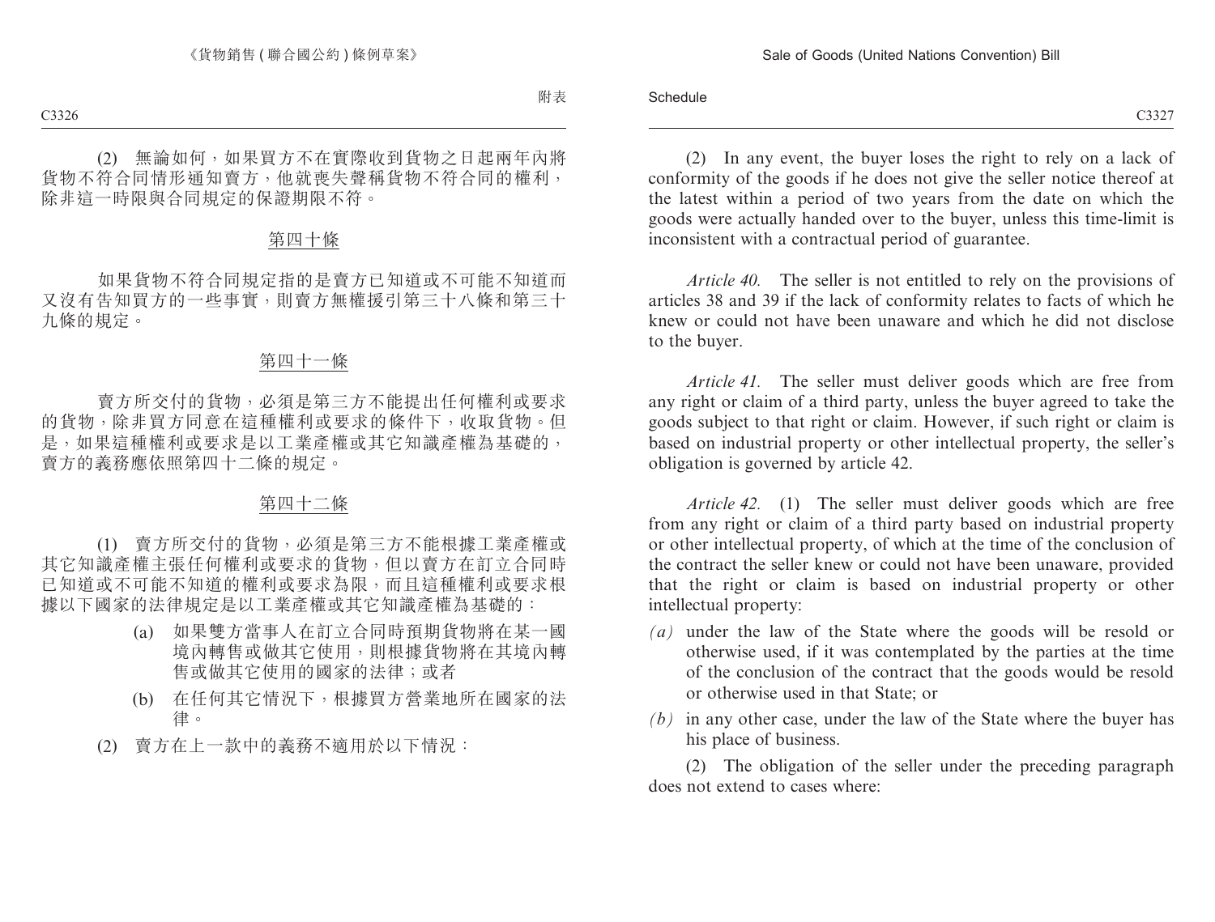(2) 無論如何，如果買方不在實際收到貨物之日起兩年內將貨物不符合同情形通知賣方，他就喪失聲稱貨物不符合同的權利，除非這一時限與合同規定的保證期限不符。

第四十條

如果貨物不符合同規定指的是賣方已知道或不可能不知道而又沒有告知買方的一些事實，則賣方無權援引第三十八條和第三十九條的規定。

第四十一條

賣方所交付的貨物，必須是第三方不能提出任何權利或要求的貨物，除非買方同意在這種權利或要求的條件下，收取貨物。但是，如果這種權利或要求是以工業產權或其它知識產權為基礎的，賣方的義務應依照第四十二條的規定。

第四十二條

(1) 賣方所交付的貨物，必須是第三方不能根據工業產權或其它知識產權主張任何權利或要求的貨物，但以賣方在訂立合同時已知道或不可能不知道的權利或要求為限，而且這種權利或要求根據以下國家的法律規定是以工業產權或其它知識產權為基礎的：

(a) 如果雙方當事人在訂立合同時預期貨物將在某一國境內轉售或做其它使用，則根據貨物將在其境內轉售或做其它使用的國家的法律；或者

(b) 在任何其它情況下，根據買方營業地所在國家的法律。

(2) 賣方在上一款中的義務不適用於以下情況：

(2) In any event, the buyer loses the right to rely on a lack of conformity of the goods if he does not give the seller notice thereof at the latest within a period of two years from the date on which the goods were actually handed over to the buyer, unless this time-limit is inconsistent with a contractual period of guarantee.

*Article 40.* The seller is not entitled to rely on the provisions of articles 38 and 39 if the lack of conformity relates to facts of which he knew or could not have been unaware and which he did not disclose to the buyer.

*Article 41.* The seller must deliver goods which are free from any right or claim of a third party, unless the buyer agreed to take the goods subject to that right or claim. However, if such right or claim is based on industrial property or other intellectual property, the seller's obligation is governed by article 42.

*Article 42.* (1) The seller must deliver goods which are free from any right or claim of a third party based on industrial property or other intellectual property, of which at the time of the conclusion of the contract the seller knew or could not have been unaware, provided that the right or claim is based on industrial property or other intellectual property:

*(a)* under the law of the State where the goods will be resold or otherwise used, if it was contemplated by the parties at the time of the conclusion of the contract that the goods would be resold or otherwise used in that State; or

*(b)* in any other case, under the law of the State where the buyer has his place of business.

(2) The obligation of the seller under the preceding paragraph does not extend to cases where: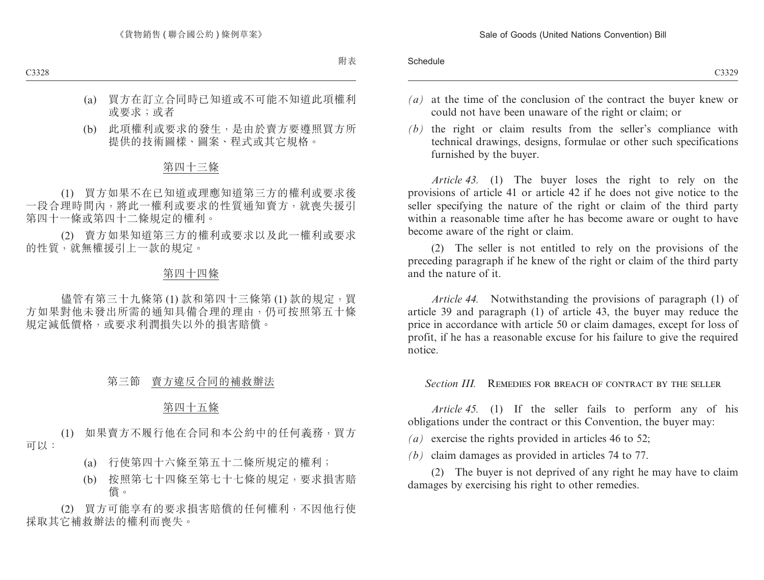(a) 買方在訂立合同時已知道或不可能不知道此項權利或要求；或者

(b) 此項權利或要求的發生，是由於賣方要遵照買方所提供的技術圖樣、圖案、程式或其它規格。

第四十三條

(1) 買方如果不在已知道或理應知道第三方的權利或要求後一段合理時間內，將此一權利或要求的性質通知賣方，就喪失援引第四十一條或第四十二條規定的權利。

(2) 賣方如果知道第三方的權利或要求以及此一權利或要求的性質，就無權援引上一款的規定。

第四十四條

儘管有第三十九條第 (1) 款和第四十三條第 (1) 款的規定，買方如果對他未發出所需的通知具備合理的理由，仍可按照第五十條規定減低價格，或要求利潤損失以外的損害賠償。

第三節 賣方違反合同的補救辦法

第四十五條

(1) 如果賣方不履行他在合同和本公約中的任何義務，買方可以：

(a) 行使第四十六條至第五十二條所規定的權利；

(b) 按照第七十四條至第七十七條的規定，要求損害賠償。

(2) 買方可能享有的要求損害賠償的任何權利，不因他行使採取其它補救辦法的權利而喪失。

*(a)* at the time of the conclusion of the contract the buyer knew or could not have been unaware of the right or claim; or

*(b)* the right or claim results from the seller's compliance with technical drawings, designs, formulae or other such specifications furnished by the buyer.

*Article 43.* (1) The buyer loses the right to rely on the provisions of article 41 or article 42 if he does not give notice to the seller specifying the nature of the right or claim of the third party within a reasonable time after he has become aware or ought to have become aware of the right or claim.

(2) The seller is not entitled to rely on the provisions of the preceding paragraph if he knew of the right or claim of the third party and the nature of it.

*Article 44.* Notwithstanding the provisions of paragraph (1) of article 39 and paragraph (1) of article 43, the buyer may reduce the price in accordance with article 50 or claim damages, except for loss of profit, if he has a reasonable excuse for his failure to give the required notice.

*Section III.* REMEDIES FOR BREACH OF CONTRACT BY THE SELLER

*Article 45.* (1) If the seller fails to perform any of his obligations under the contract or this Convention, the buyer may:

*(a)* exercise the rights provided in articles 46 to 52;

*(b)* claim damages as provided in articles 74 to 77.

(2) The buyer is not deprived of any right he may have to claim damages by exercising his right to other remedies.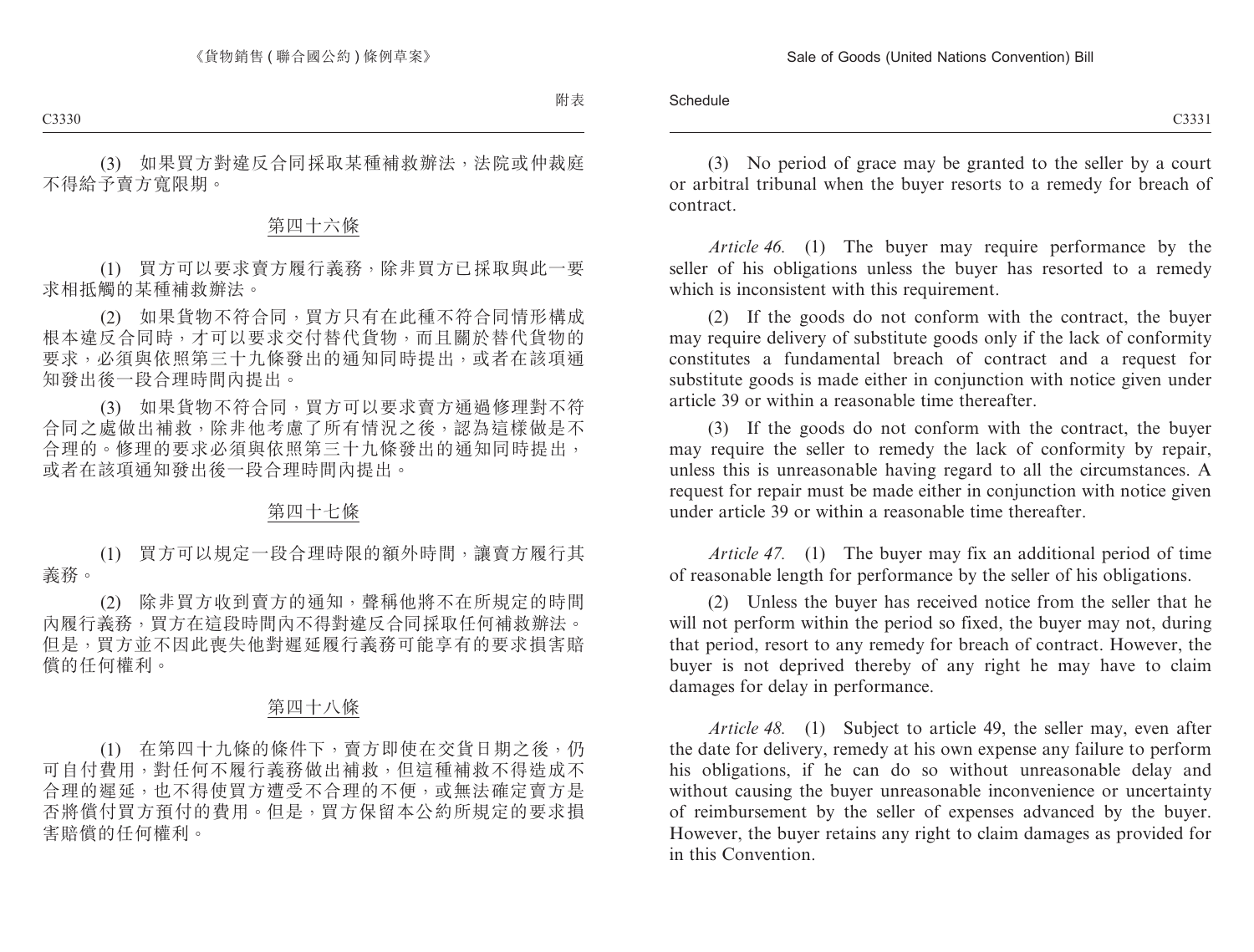(3) 如果買方對違反合同採取某種補救辦法，法院或仲裁庭不得給予賣方寬限期。

## 第四十六條

(1) 買方可以要求賣方履行義務，除非買方已採取與此一要求相抵觸的某種補救辦法。

(2) 如果貨物不符合同，買方只有在此種不符合同情形構成根本違反合同時，才可以要求交付替代貨物，而且關於替代貨物的要求，必須與依照第三十九條發出的通知同時提出，或者在該項通知發出後一段合理時間內提出。

(3) 如果貨物不符合同，買方可以要求賣方通過修理對不符合同之處做出補救，除非他考慮了所有情況之後，認為這樣做是不合理的。修理的要求必須與依照第三十九條發出的通知同時提出，或者在該項通知發出後一段合理時間內提出。

## 第四十七條

(1) 買方可以規定一段合理時限的額外時間，讓賣方履行其義務。

(2) 除非買方收到賣方的通知，聲稱他將不在所規定的時間內履行義務，買方在這段時間內不得對違反合同採取任何補救辦法。但是，買方並不因此喪失他對遲延履行義務可能享有的要求損害賠償的任何權利。

## 第四十八條

(1) 在第四十九條的條件下，賣方即使在交貨日期之後，仍可自付費用，對任何不履行義務做出補救，但這種補救不得造成不合理的遲延，也不得使買方遭受不合理的不便，或無法確定賣方是否將償付買方預付的費用。但是，買方保留本公約所規定的要求損害賠償的任何權利。

(3) No period of grace may be granted to the seller by a court or arbitral tribunal when the buyer resorts to a remedy for breach of contract.

*Article 46.* (1) The buyer may require performance by the seller of his obligations unless the buyer has resorted to a remedy which is inconsistent with this requirement.

(2) If the goods do not conform with the contract, the buyer may require delivery of substitute goods only if the lack of conformity constitutes a fundamental breach of contract and a request for substitute goods is made either in conjunction with notice given under article 39 or within a reasonable time thereafter.

(3) If the goods do not conform with the contract, the buyer may require the seller to remedy the lack of conformity by repair, unless this is unreasonable having regard to all the circumstances. A request for repair must be made either in conjunction with notice given under article 39 or within a reasonable time thereafter.

*Article 47.* (1) The buyer may fix an additional period of time of reasonable length for performance by the seller of his obligations.

(2) Unless the buyer has received notice from the seller that he will not perform within the period so fixed, the buyer may not, during that period, resort to any remedy for breach of contract. However, the buyer is not deprived thereby of any right he may have to claim damages for delay in performance.

*Article 48.* (1) Subject to article 49, the seller may, even after the date for delivery, remedy at his own expense any failure to perform his obligations, if he can do so without unreasonable delay and without causing the buyer unreasonable inconvenience or uncertainty of reimbursement by the seller of expenses advanced by the buyer. However, the buyer retains any right to claim damages as provided for in this Convention.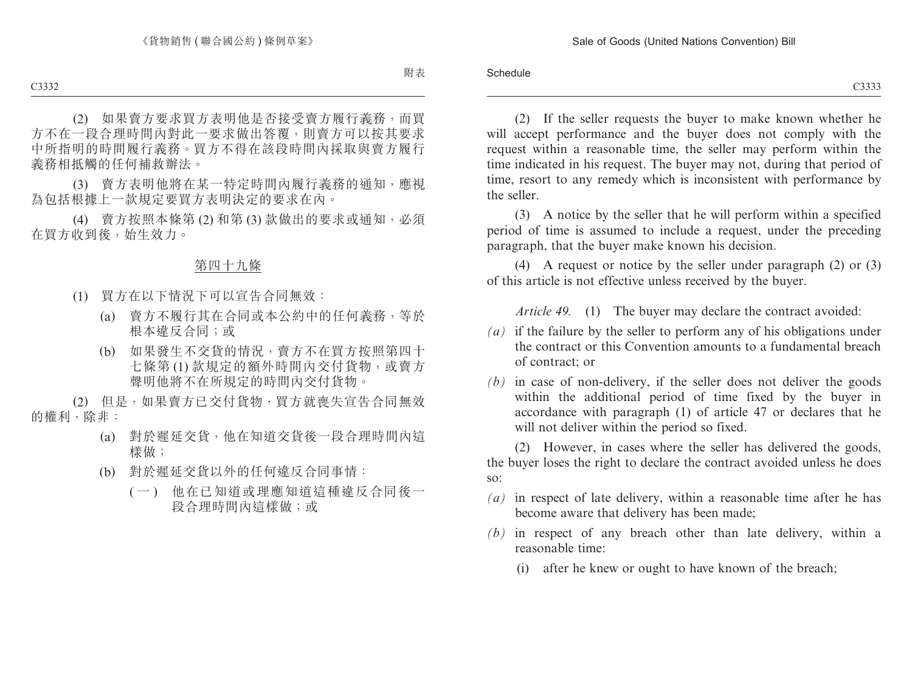(2) 如果賣方要求買方表明他是否接受賣方履行義務，而買方不在一段合理時間內對此一要求做出答覆，則賣方可以按其要求中所指明的時間履行義務。買方不得在該段時間內採取與賣方履行義務相抵觸的任何補救辦法。

(3) 賣方表明他將在某一特定時間內履行義務的通知，應視為包括根據上一款規定要買方表明決定的要求在內。

(4) 賣方按照本條第 (2) 和第 (3) 款做出的要求或通知，必須在買方收到後，始生效力。

第四十九條

(1) 買方在以下情況下可以宣告合同無效：

(a) 賣方不履行其在合同或本公約中的任何義務，等於根本違反合同；或

(b) 如果發生不交貨的情況，賣方不在買方按照第四十七條第 (1) 款規定的額外時間內交付貨物，或賣方聲明他將不在所規定的時間內交付貨物。

(2) 但是，如果賣方已交付貨物，買方就喪失宣告合同無效的權利，除非：

(a) 對於遲延交貨，他在知道交貨後一段合理時間內這樣做；

(b) 對於遲延交貨以外的任何違反合同事情：

(一) 他在已知道或理應知道這種違反合同後一段合理時間內這樣做；或

(2) If the seller requests the buyer to make known whether he will accept performance and the buyer does not comply with the request within a reasonable time, the seller may perform within the time indicated in his request. The buyer may not, during that period of time, resort to any remedy which is inconsistent with performance by the seller.

(3) A notice by the seller that he will perform within a specified period of time is assumed to include a request, under the preceding paragraph, that the buyer make known his decision.

(4) A request or notice by the seller under paragraph (2) or (3) of this article is not effective unless received by the buyer.

*Article 49.* (1) The buyer may declare the contract avoided:

*(a)* if the failure by the seller to perform any of his obligations under the contract or this Convention amounts to a fundamental breach of contract; or

*(b)* in case of non-delivery, if the seller does not deliver the goods within the additional period of time fixed by the buyer in accordance with paragraph (1) of article 47 or declares that he will not deliver within the period so fixed.

(2) However, in cases where the seller has delivered the goods, the buyer loses the right to declare the contract avoided unless he does so:

*(a)* in respect of late delivery, within a reasonable time after he has become aware that delivery has been made;

*(b)* in respect of any breach other than late delivery, within a reasonable time:

(i) after he knew or ought to have known of the breach;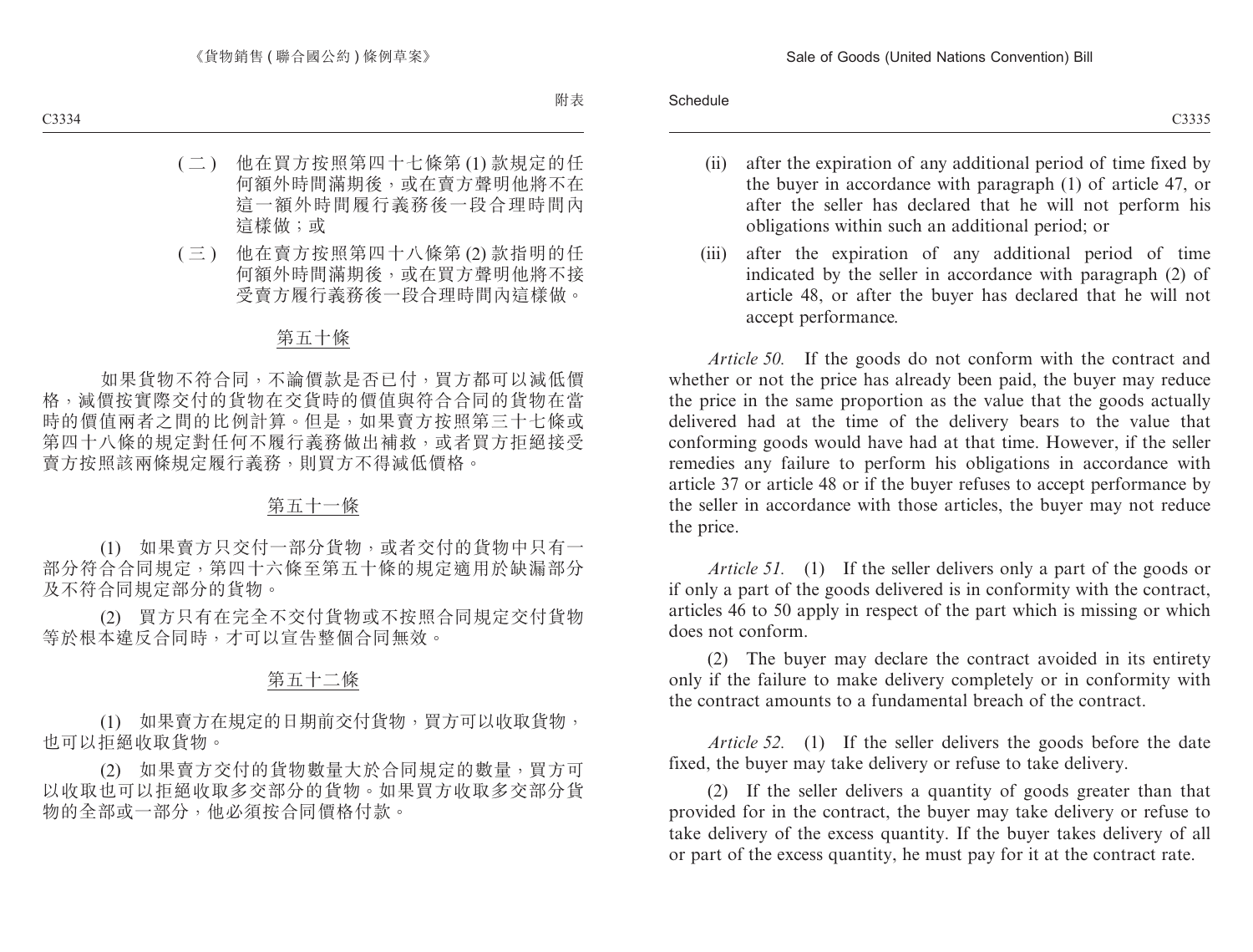(二) 他在買方按照第四十七條第 (1) 款規定的任何額外時間滿期後，或在賣方聲明他將不在這一額外時間履行義務後一段合理時間內這樣做；或

(三) 他在賣方按照第四十八條第 (2) 款指明的任何額外時間滿期後，或在買方聲明他將不接受賣方履行義務後一段合理時間內這樣做。

第五十條

如果貨物不符合同，不論價款是否已付，買方都可以減低價格，減價按實際交付的貨物在交貨時的價值與符合合同的貨物在當時的價值兩者之間的比例計算。但是，如果賣方按照第三十七條或第四十八條的規定對任何不履行義務做出補救，或者買方拒絕接受賣方按照該兩條規定履行義務，則買方不得減低價格。

第五十一條

(1) 如果賣方只交付一部分貨物，或者交付的貨物中只有一部分符合合同規定，第四十六條至第五十條的規定適用於缺漏部分及不符合同規定部分的貨物。

(2) 買方只有在完全不交付貨物或不按照合同規定交付貨物等於根本違反合同時，才可以宣告整個合同無效。

第五十二條

(1) 如果賣方在規定的日期前交付貨物，買方可以收取貨物，也可以拒絕收取貨物。

(2) 如果賣方交付的貨物數量大於合同規定的數量，買方可以收取也可以拒絕收取多交部分的貨物。如果買方收取多交部分貨物的全部或一部分，他必須按合同價格付款。

(ii) after the expiration of any additional period of time fixed by the buyer in accordance with paragraph (1) of article 47, or after the seller has declared that he will not perform his obligations within such an additional period; or

(iii) after the expiration of any additional period of time indicated by the seller in accordance with paragraph (2) of article 48, or after the buyer has declared that he will not accept performance.

*Article 50.* If the goods do not conform with the contract and whether or not the price has already been paid, the buyer may reduce the price in the same proportion as the value that the goods actually delivered had at the time of the delivery bears to the value that conforming goods would have had at that time. However, if the seller remedies any failure to perform his obligations in accordance with article 37 or article 48 or if the buyer refuses to accept performance by the seller in accordance with those articles, the buyer may not reduce the price.

*Article 51.* (1) If the seller delivers only a part of the goods or if only a part of the goods delivered is in conformity with the contract, articles 46 to 50 apply in respect of the part which is missing or which does not conform.

(2) The buyer may declare the contract avoided in its entirety only if the failure to make delivery completely or in conformity with the contract amounts to a fundamental breach of the contract.

*Article 52.* (1) If the seller delivers the goods before the date fixed, the buyer may take delivery or refuse to take delivery.

(2) If the seller delivers a quantity of goods greater than that provided for in the contract, the buyer may take delivery or refuse to take delivery of the excess quantity. If the buyer takes delivery of all or part of the excess quantity, he must pay for it at the contract rate.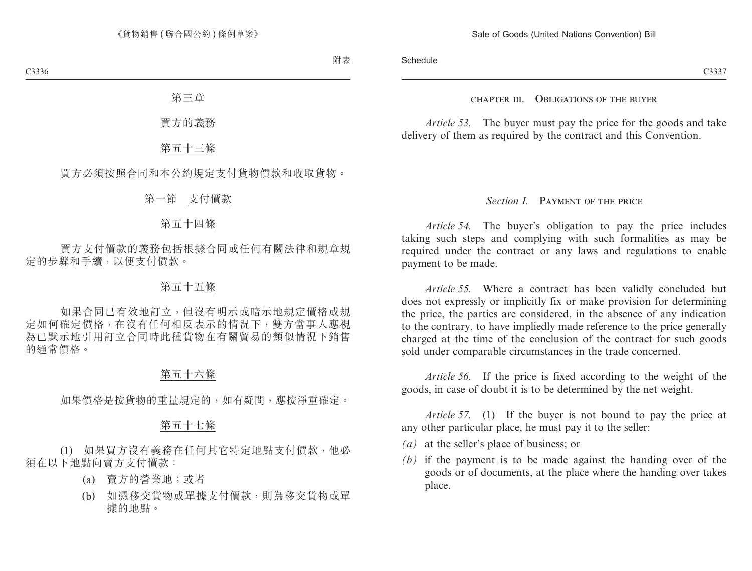## 第三章

## 買方的義務

### 第五十三條

買方必須按照合同和本公約規定支付貨物價款和收取貨物。

### 第一節　支付價款

### 第五十四條

買方支付價款的義務包括根據合同或任何有關法律和規章規定的步驟和手續，以便支付價款。

### 第五十五條

如果合同已有效地訂立，但沒有明示或暗示地規定價格或規定如何確定價格，在沒有任何相反表示的情況下，雙方當事人應視為已默示地引用訂立合同時此種貨物在有關貿易的類似情況下銷售的通常價格。

### 第五十六條

如果價格是按貨物的重量規定的，如有疑問，應按淨重確定。

### 第五十七條

(1)　如果買方沒有義務在任何其它特定地點支付價款，他必須在以下地點向賣方支付價款：

(a)　賣方的營業地；或者

(b)　如憑移交貨物或單據支付價款，則為移交貨物或單據的地點。

## CHAPTER III. OBLIGATIONS OF THE BUYER

*Article 53.* The buyer must pay the price for the goods and take delivery of them as required by the contract and this Convention.

### *Section I.* PAYMENT OF THE PRICE

*Article 54.* The buyer's obligation to pay the price includes taking such steps and complying with such formalities as may be required under the contract or any laws and regulations to enable payment to be made.

*Article 55.* Where a contract has been validly concluded but does not expressly or implicitly fix or make provision for determining the price, the parties are considered, in the absence of any indication to the contrary, to have impliedly made reference to the price generally charged at the time of the conclusion of the contract for such goods sold under comparable circumstances in the trade concerned.

*Article 56.* If the price is fixed according to the weight of the goods, in case of doubt it is to be determined by the net weight.

*Article 57.* (1) If the buyer is not bound to pay the price at any other particular place, he must pay it to the seller:

*(a)* at the seller's place of business; or

*(b)* if the payment is to be made against the handing over of the goods or of documents, at the place where the handing over takes place.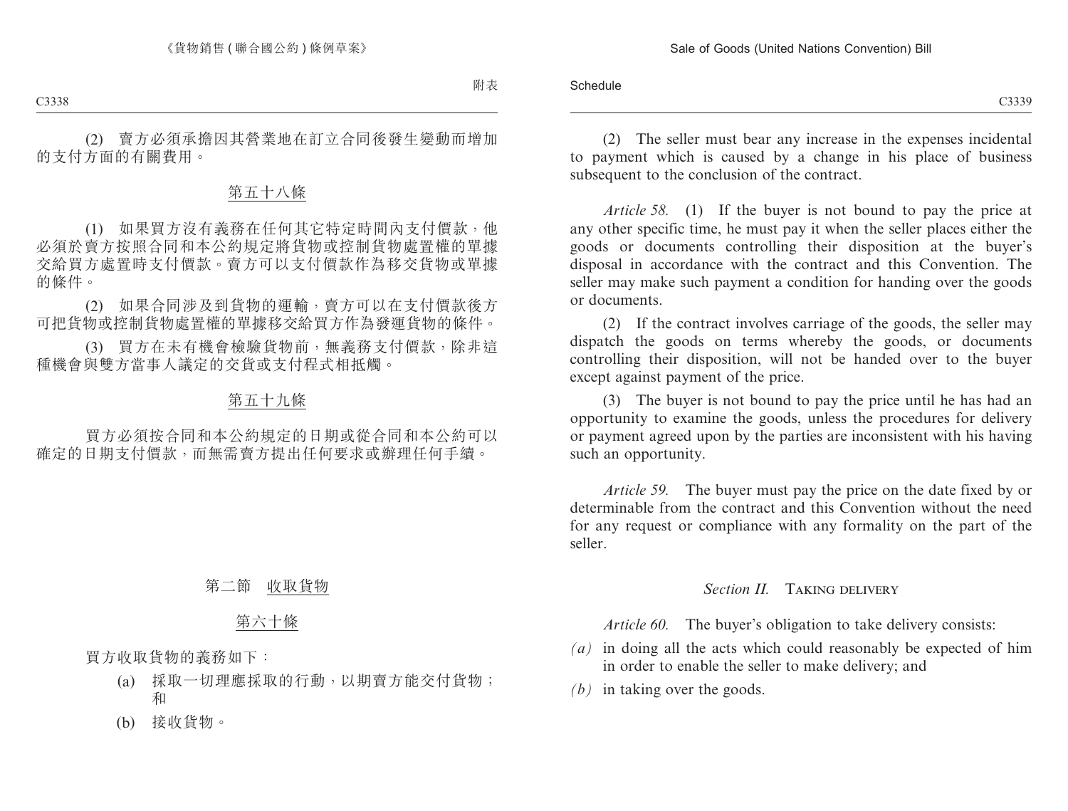(2) 賣方必須承擔因其營業地在訂立合同後發生變動而增加的支付方面的有關費用。

## 第五十八條

(1) 如果買方沒有義務在任何其它特定時間內支付價款，他必須於賣方按照合同和本公約規定將貨物或控制貨物處置權的單據交給買方處置時支付價款。賣方可以支付價款作為移交貨物或單據的條件。

(2) 如果合同涉及到貨物的運輸，賣方可以在支付價款後方可把貨物或控制貨物處置權的單據移交給買方作為發運貨物的條件。

(3) 買方在未有機會檢驗貨物前，無義務支付價款，除非這種機會與雙方當事人議定的交貨或支付程式相抵觸。

## 第五十九條

買方必須按合同和本公約規定的日期或從合同和本公約可以確定的日期支付價款，而無需賣方提出任何要求或辦理任何手續。

## 第二節　收取貨物

## 第六十條

買方收取貨物的義務如下：

(a) 採取一切理應採取的行動，以期賣方能交付貨物；和

(b) 接收貨物。

(2) The seller must bear any increase in the expenses incidental to payment which is caused by a change in his place of business subsequent to the conclusion of the contract.

*Article 58.* (1) If the buyer is not bound to pay the price at any other specific time, he must pay it when the seller places either the goods or documents controlling their disposition at the buyer's disposal in accordance with the contract and this Convention. The seller may make such payment a condition for handing over the goods or documents.

(2) If the contract involves carriage of the goods, the seller may dispatch the goods on terms whereby the goods, or documents controlling their disposition, will not be handed over to the buyer except against payment of the price.

(3) The buyer is not bound to pay the price until he has had an opportunity to examine the goods, unless the procedures for delivery or payment agreed upon by the parties are inconsistent with his having such an opportunity.

*Article 59.* The buyer must pay the price on the date fixed by or determinable from the contract and this Convention without the need for any request or compliance with any formality on the part of the seller.

## *Section II.* TAKING DELIVERY

*Article 60.* The buyer's obligation to take delivery consists:

*(a)* in doing all the acts which could reasonably be expected of him in order to enable the seller to make delivery; and

*(b)* in taking over the goods.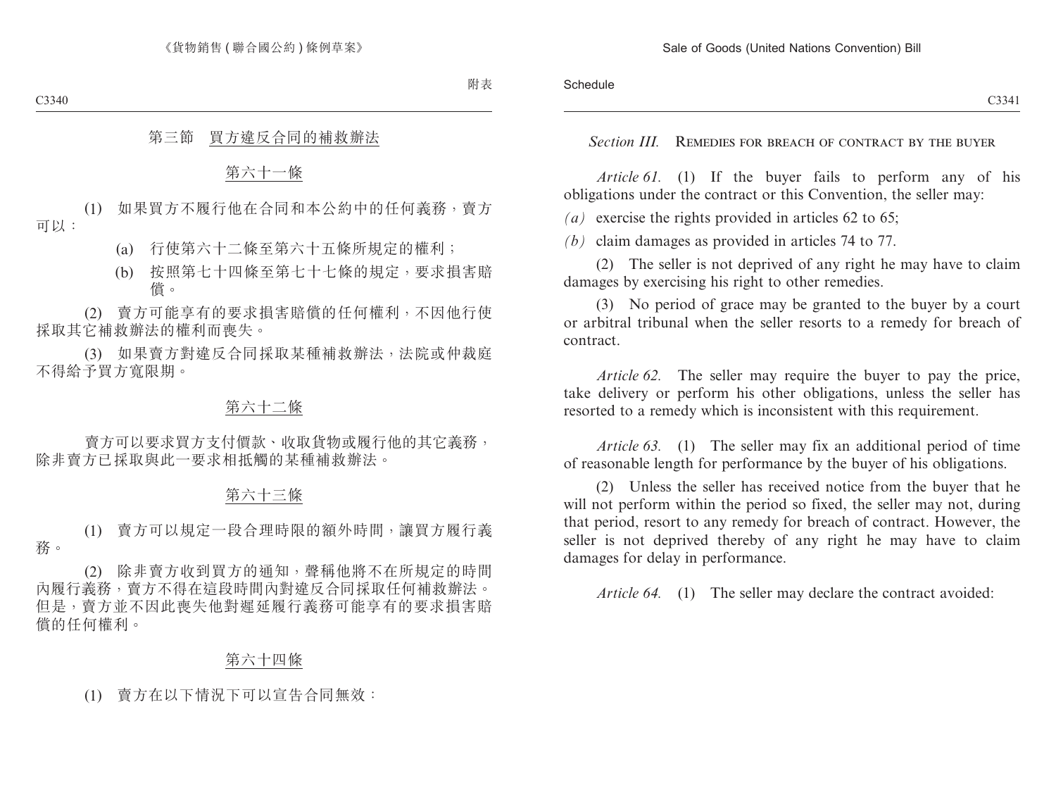## 第三節　買方違反合同的補救辦法

### 第六十一條

(1)　如果買方不履行他在合同和本公約中的任何義務，賣方可以：

(a)　行使第六十二條至第六十五條所規定的權利；

(b)　按照第七十四條至第七十七條的規定，要求損害賠償。

(2)　賣方可能享有的要求損害賠償的任何權利，不因他行使採取其它補救辦法的權利而喪失。

(3)　如果賣方對違反合同採取某種補救辦法，法院或仲裁庭不得給予買方寬限期。

### 第六十二條

賣方可以要求買方支付價款、收取貨物或履行他的其它義務，除非賣方已採取與此一要求相抵觸的某種補救辦法。

### 第六十三條

(1)　賣方可以規定一段合理時限的額外時間，讓買方履行義務。

(2)　除非賣方收到買方的通知，聲稱他將不在所規定的時間內履行義務，賣方不得在這段時間內對違反合同採取任何補救辦法。但是，賣方並不因此喪失他對遲延履行義務可能享有的要求損害賠償的任何權利。

### 第六十四條

(1)　賣方在以下情況下可以宣告合同無效：

## *Section III.* Remedies for breach of contract by the buyer

*Article 61.* (1) If the buyer fails to perform any of his obligations under the contract or this Convention, the seller may:

*(a)* exercise the rights provided in articles 62 to 65;

*(b)* claim damages as provided in articles 74 to 77.

(2) The seller is not deprived of any right he may have to claim damages by exercising his right to other remedies.

(3) No period of grace may be granted to the buyer by a court or arbitral tribunal when the seller resorts to a remedy for breach of contract.

*Article 62.* The seller may require the buyer to pay the price, take delivery or perform his other obligations, unless the seller has resorted to a remedy which is inconsistent with this requirement.

*Article 63.* (1) The seller may fix an additional period of time of reasonable length for performance by the buyer of his obligations.

(2) Unless the seller has received notice from the buyer that he will not perform within the period so fixed, the seller may not, during that period, resort to any remedy for breach of contract. However, the seller is not deprived thereby of any right he may have to claim damages for delay in performance.

*Article 64.* (1) The seller may declare the contract avoided: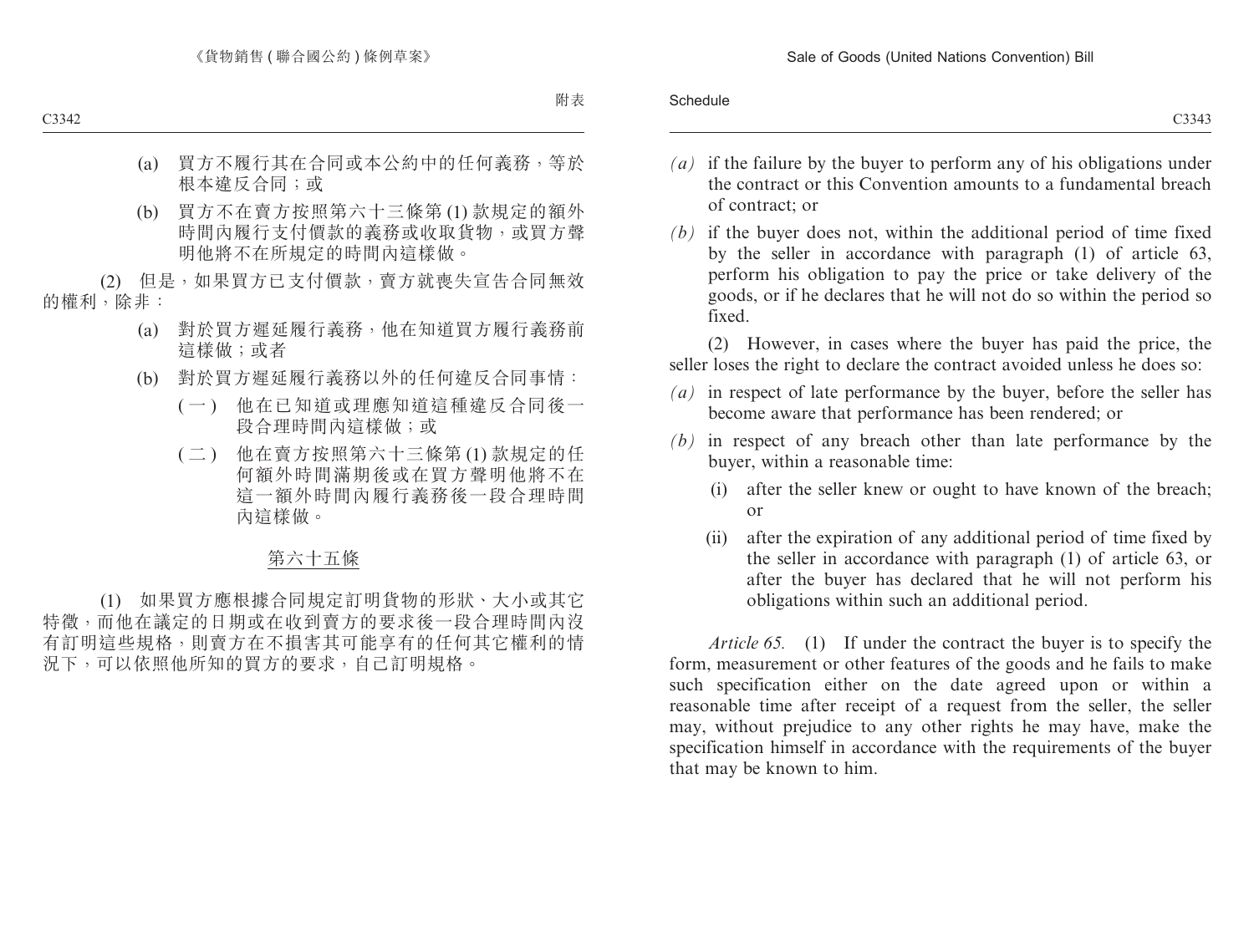(a) 買方不履行其在合同或本公約中的任何義務，等於根本違反合同；或

(b) 買方不在賣方按照第六十三條第 (1) 款規定的額外時間內履行支付價款的義務或收取貨物，或買方聲明他將不在所規定的時間內這樣做。

(2) 但是，如果買方已支付價款，賣方就喪失宣告合同無效的權利，除非：

(a) 對於買方遲延履行義務，他在知道買方履行義務前這樣做；或者

(b) 對於買方遲延履行義務以外的任何違反合同事情：

(一) 他在已知道或理應知道這種違反合同後一段合理時間內這樣做；或

(二) 他在賣方按照第六十三條第 (1) 款規定的任何額外時間滿期後或在買方聲明他將不在這一額外時間內履行義務後一段合理時間內這樣做。

第六十五條

(1) 如果買方應根據合同規定訂明貨物的形狀、大小或其它特徵，而他在議定的日期或在收到賣方的要求後一段合理時間內沒有訂明這些規格，則賣方在不損害其可能享有的任何其它權利的情況下，可以依照他所知的買方的要求，自己訂明規格。

*(a)* if the failure by the buyer to perform any of his obligations under the contract or this Convention amounts to a fundamental breach of contract; or

*(b)* if the buyer does not, within the additional period of time fixed by the seller in accordance with paragraph (1) of article 63, perform his obligation to pay the price or take delivery of the goods, or if he declares that he will not do so within the period so fixed.

(2) However, in cases where the buyer has paid the price, the seller loses the right to declare the contract avoided unless he does so:

*(a)* in respect of late performance by the buyer, before the seller has become aware that performance has been rendered; or

*(b)* in respect of any breach other than late performance by the buyer, within a reasonable time:

(i) after the seller knew or ought to have known of the breach; or

(ii) after the expiration of any additional period of time fixed by the seller in accordance with paragraph (1) of article 63, or after the buyer has declared that he will not perform his obligations within such an additional period.

*Article 65.* (1) If under the contract the buyer is to specify the form, measurement or other features of the goods and he fails to make such specification either on the date agreed upon or within a reasonable time after receipt of a request from the seller, the seller may, without prejudice to any other rights he may have, make the specification himself in accordance with the requirements of the buyer that may be known to him.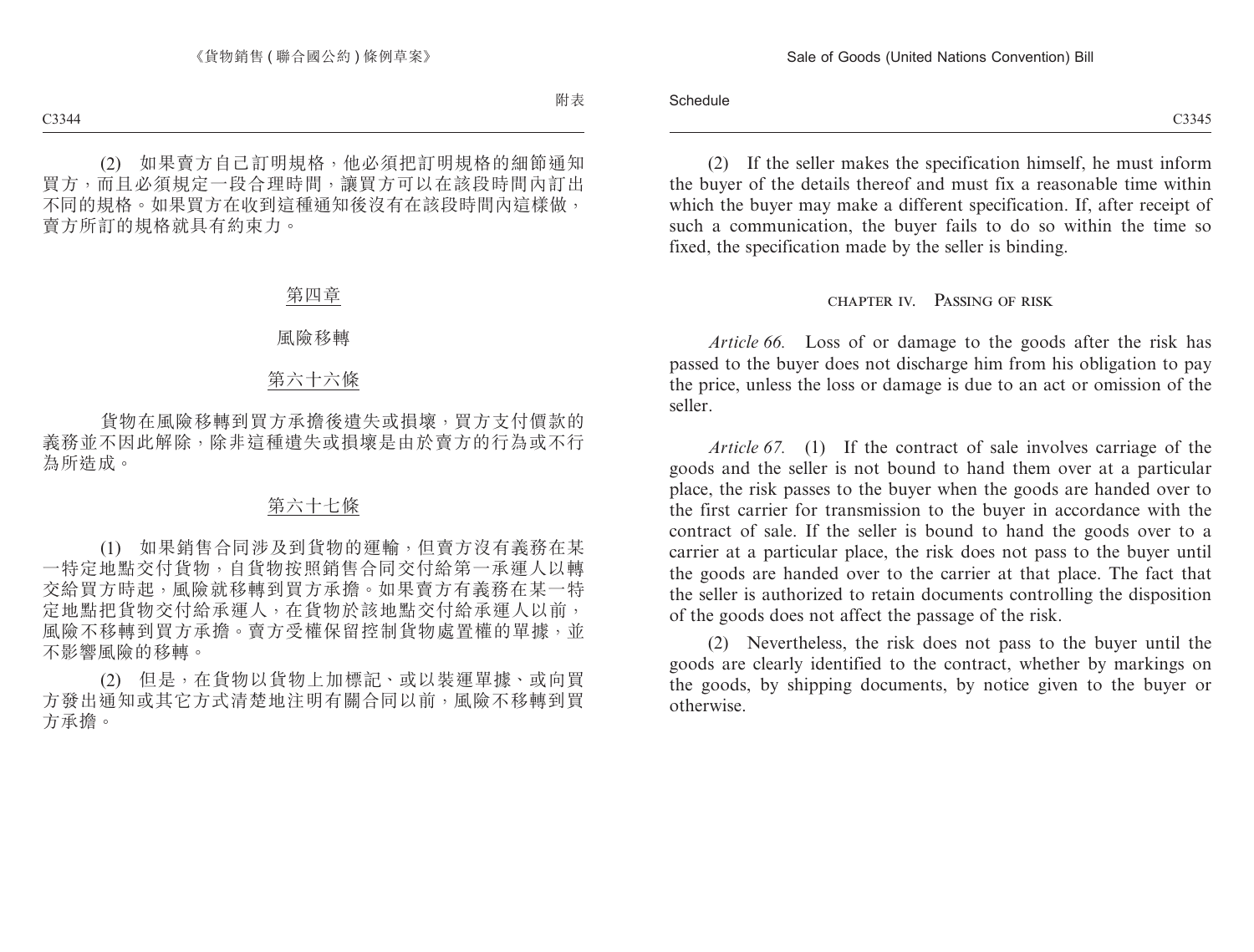(2) 如果賣方自己訂明規格，他必須把訂明規格的細節通知買方，而且必須規定一段合理時間，讓買方可以在該段時間內訂出不同的規格。如果買方在收到這種通知後沒有在該段時間內這樣做，賣方所訂的規格就具有約束力。

## 第四章

## 風險移轉

### 第六十六條

貨物在風險移轉到買方承擔後遺失或損壞，買方支付價款的義務並不因此解除，除非這種遺失或損壞是由於賣方的行為或不行為所造成。

### 第六十七條

(1) 如果銷售合同涉及到貨物的運輸，但賣方沒有義務在某一特定地點交付貨物，自貨物按照銷售合同交付給第一承運人以轉交給買方時起，風險就移轉到買方承擔。如果賣方有義務在某一特定地點把貨物交付給承運人，在貨物於該地點交付給承運人以前，風險不移轉到買方承擔。賣方受權保留控制貨物處置權的單據，並不影響風險的移轉。

(2) 但是，在貨物以貨物上加標記、或以裝運單據、或向買方發出通知或其它方式清楚地注明有關合同以前，風險不移轉到買方承擔。

(2) If the seller makes the specification himself, he must inform the buyer of the details thereof and must fix a reasonable time within which the buyer may make a different specification. If, after receipt of such a communication, the buyer fails to do so within the time so fixed, the specification made by the seller is binding.

## CHAPTER IV. PASSING OF RISK

*Article 66.* Loss of or damage to the goods after the risk has passed to the buyer does not discharge him from his obligation to pay the price, unless the loss or damage is due to an act or omission of the seller.

*Article 67.* (1) If the contract of sale involves carriage of the goods and the seller is not bound to hand them over at a particular place, the risk passes to the buyer when the goods are handed over to the first carrier for transmission to the buyer in accordance with the contract of sale. If the seller is bound to hand the goods over to a carrier at a particular place, the risk does not pass to the buyer until the goods are handed over to the carrier at that place. The fact that the seller is authorized to retain documents controlling the disposition of the goods does not affect the passage of the risk.

(2) Nevertheless, the risk does not pass to the buyer until the goods are clearly identified to the contract, whether by markings on the goods, by shipping documents, by notice given to the buyer or otherwise.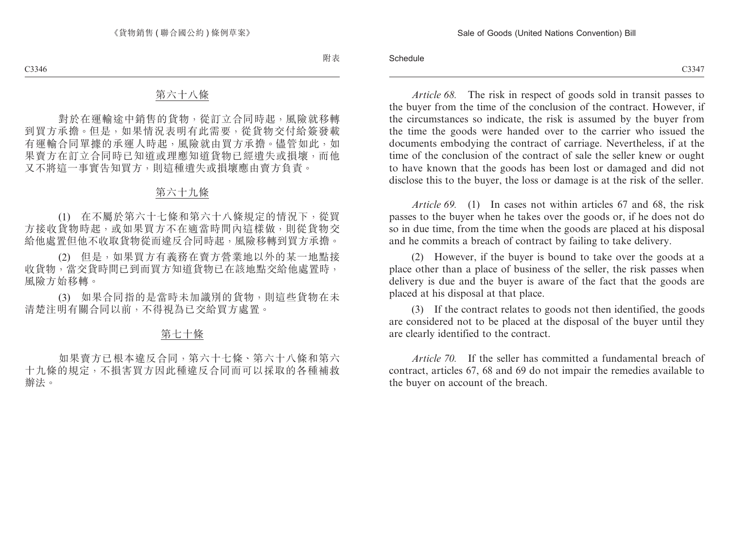## 第六十八條

對於在運輸途中銷售的貨物，從訂立合同時起，風險就移轉到買方承擔。但是，如果情況表明有此需要，從貨物交付給簽發載有運輸合同單據的承運人時起，風險就由買方承擔。儘管如此，如果賣方在訂立合同時已知道或理應知道貨物已經遺失或損壞，而他又不將這一事實告知買方，則這種遺失或損壞應由賣方負責。

## 第六十九條

(1) 在不屬於第六十七條和第六十八條規定的情況下，從買方接收貨物時起，或如果買方不在適當時間內這樣做，則從貨物交給他處置但他不收取貨物從而違反合同時起，風險移轉到買方承擔。

(2) 但是，如果買方有義務在賣方營業地以外的某一地點接收貨物，當交貨時間已到而買方知道貨物已在該地點交給他處置時，風險方始移轉。

(3) 如果合同指的是當時未加識別的貨物，則這些貨物在未清楚注明有關合同以前，不得視為已交給買方處置。

## 第七十條

如果賣方已根本違反合同，第六十七條、第六十八條和第六十九條的規定，不損害買方因此種違反合同而可以採取的各種補救辦法。

*Article 68.* The risk in respect of goods sold in transit passes to the buyer from the time of the conclusion of the contract. However, if the circumstances so indicate, the risk is assumed by the buyer from the time the goods were handed over to the carrier who issued the documents embodying the contract of carriage. Nevertheless, if at the time of the conclusion of the contract of sale the seller knew or ought to have known that the goods has been lost or damaged and did not disclose this to the buyer, the loss or damage is at the risk of the seller.

*Article 69.* (1) In cases not within articles 67 and 68, the risk passes to the buyer when he takes over the goods or, if he does not do so in due time, from the time when the goods are placed at his disposal and he commits a breach of contract by failing to take delivery.

(2) However, if the buyer is bound to take over the goods at a place other than a place of business of the seller, the risk passes when delivery is due and the buyer is aware of the fact that the goods are placed at his disposal at that place.

(3) If the contract relates to goods not then identified, the goods are considered not to be placed at the disposal of the buyer until they are clearly identified to the contract.

*Article 70.* If the seller has committed a fundamental breach of contract, articles 67, 68 and 69 do not impair the remedies available to the buyer on account of the breach.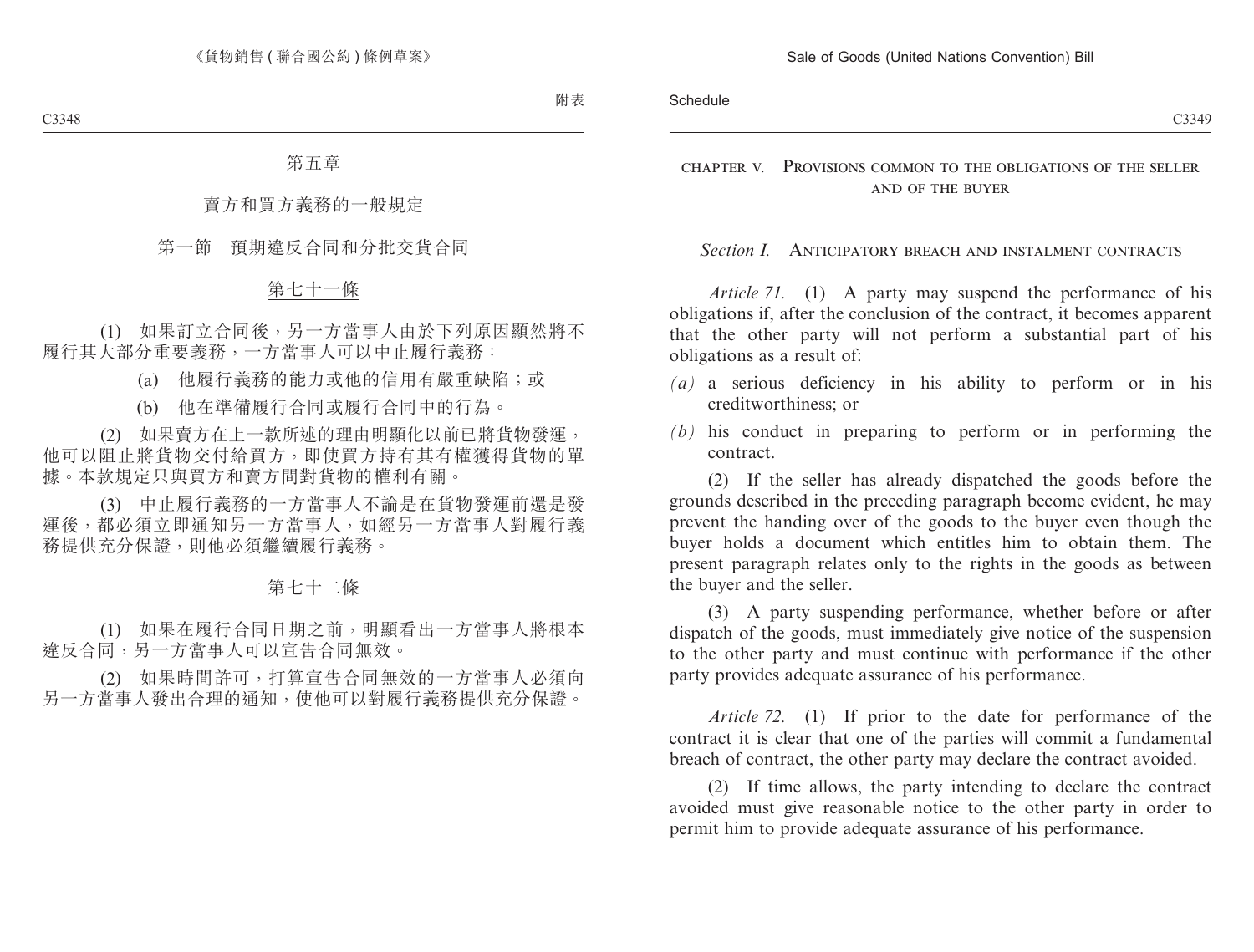## 第五章

## 賣方和買方義務的一般規定

### 第一節　預期違反合同和分批交貨合同

#### 第七十一條

(1)　如果訂立合同後，另一方當事人由於下列原因顯然將不履行其大部分重要義務，一方當事人可以中止履行義務：

(a)　他履行義務的能力或他的信用有嚴重缺陷；或

(b)　他在準備履行合同或履行合同中的行為。

(2)　如果賣方在上一款所述的理由明顯化以前已將貨物發運，他可以阻止將貨物交付給買方，即使買方持有其有權獲得貨物的單據。本款規定只與買方和賣方間對貨物的權利有關。

(3)　中止履行義務的一方當事人不論是在貨物發運前還是發運後，都必須立即通知另一方當事人，如經另一方當事人對履行義務提供充分保證，則他必須繼續履行義務。

#### 第七十二條

(1)　如果在履行合同日期之前，明顯看出一方當事人將根本違反合同，另一方當事人可以宣告合同無效。

(2)　如果時間許可，打算宣告合同無效的一方當事人必須向另一方當事人發出合理的通知，使他可以對履行義務提供充分保證。

## CHAPTER V. PROVISIONS COMMON TO THE OBLIGATIONS OF THE SELLER AND OF THE BUYER

### *Section I.* ANTICIPATORY BREACH AND INSTALMENT CONTRACTS

*Article 71.* (1) A party may suspend the performance of his obligations if, after the conclusion of the contract, it becomes apparent that the other party will not perform a substantial part of his obligations as a result of:

*(a)* a serious deficiency in his ability to perform or in his creditworthiness; or

*(b)* his conduct in preparing to perform or in performing the contract.

(2) If the seller has already dispatched the goods before the grounds described in the preceding paragraph become evident, he may prevent the handing over of the goods to the buyer even though the buyer holds a document which entitles him to obtain them. The present paragraph relates only to the rights in the goods as between the buyer and the seller.

(3) A party suspending performance, whether before or after dispatch of the goods, must immediately give notice of the suspension to the other party and must continue with performance if the other party provides adequate assurance of his performance.

*Article 72.* (1) If prior to the date for performance of the contract it is clear that one of the parties will commit a fundamental breach of contract, the other party may declare the contract avoided.

(2) If time allows, the party intending to declare the contract avoided must give reasonable notice to the other party in order to permit him to provide adequate assurance of his performance.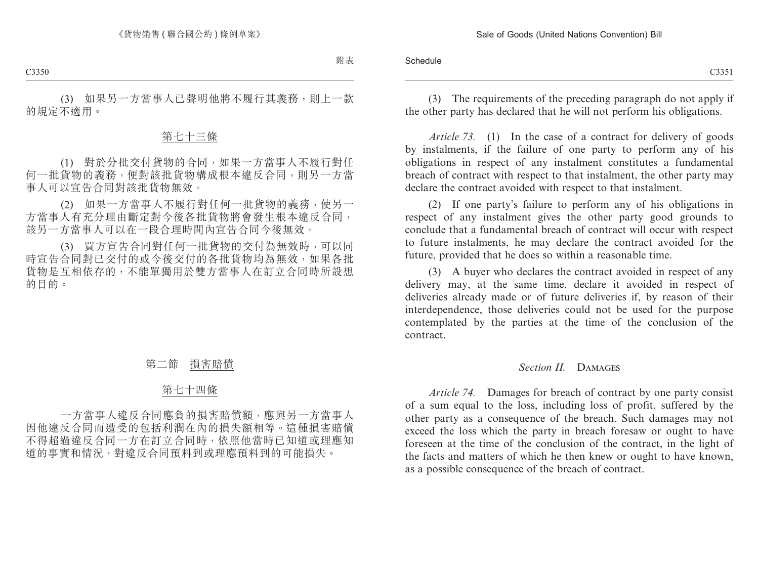(3) 如果另一方當事人已聲明他將不履行其義務，則上一款的規定不適用。

## 第七十三條

(1) 對於分批交付貨物的合同，如果一方當事人不履行對任何一批貨物的義務，便對該批貨物構成根本違反合同，則另一方當事人可以宣告合同對該批貨物無效。

(2) 如果一方當事人不履行對任何一批貨物的義務，使另一方當事人有充分理由斷定對今後各批貨物將會發生根本違反合同，該另一方當事人可以在一段合理時間內宣告合同今後無效。

(3) 買方宣告合同對任何一批貨物的交付為無效時，可以同時宣告合同對已交付的或今後交付的各批貨物均為無效，如果各批貨物是互相依存的，不能單獨用於雙方當事人在訂立合同時所設想的目的。

## 第二節　損害賠償

## 第七十四條

一方當事人違反合同應負的損害賠償額，應與另一方當事人因他違反合同而遭受的包括利潤在內的損失額相等。這種損害賠償不得超過違反合同一方在訂立合同時，依照他當時已知道或理應知道的事實和情況，對違反合同預料到或理應預料到的可能損失。

(3) The requirements of the preceding paragraph do not apply if the other party has declared that he will not perform his obligations.

*Article 73.* (1) In the case of a contract for delivery of goods by instalments, if the failure of one party to perform any of his obligations in respect of any instalment constitutes a fundamental breach of contract with respect to that instalment, the other party may declare the contract avoided with respect to that instalment.

(2) If one party's failure to perform any of his obligations in respect of any instalment gives the other party good grounds to conclude that a fundamental breach of contract will occur with respect to future instalments, he may declare the contract avoided for the future, provided that he does so within a reasonable time.

(3) A buyer who declares the contract avoided in respect of any delivery may, at the same time, declare it avoided in respect of deliveries already made or of future deliveries if, by reason of their interdependence, those deliveries could not be used for the purpose contemplated by the parties at the time of the conclusion of the contract.

## *Section II.* DAMAGES

*Article 74.* Damages for breach of contract by one party consist of a sum equal to the loss, including loss of profit, suffered by the other party as a consequence of the breach. Such damages may not exceed the loss which the party in breach foresaw or ought to have foreseen at the time of the conclusion of the contract, in the light of the facts and matters of which he then knew or ought to have known, as a possible consequence of the breach of contract.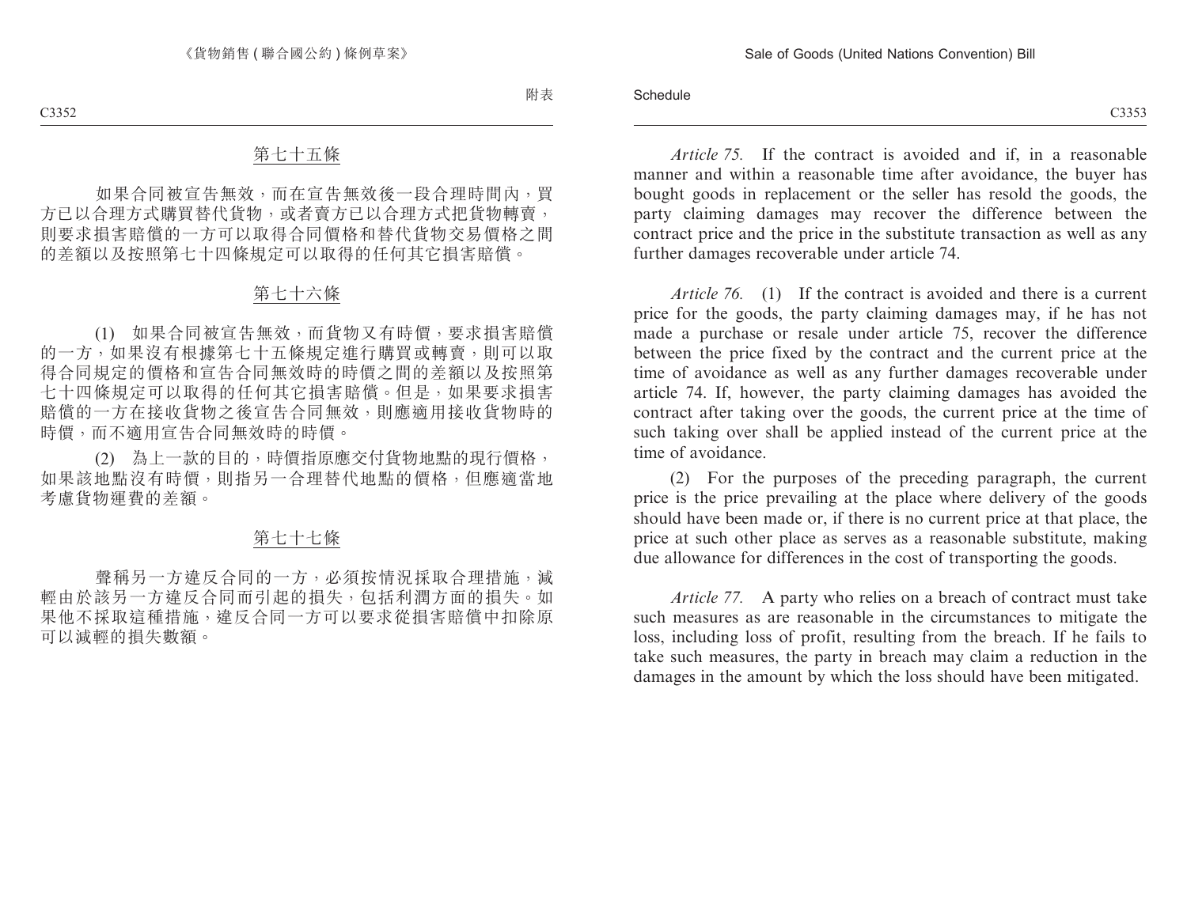## 第七十五條

如果合同被宣告無效，而在宣告無效後一段合理時間內，買方已以合理方式購買替代貨物，或者賣方已以合理方式把貨物轉賣，則要求損害賠償的一方可以取得合同價格和替代貨物交易價格之間的差額以及按照第七十四條規定可以取得的任何其它損害賠償。

## 第七十六條

(1) 如果合同被宣告無效，而貨物又有時價，要求損害賠償的一方，如果沒有根據第七十五條規定進行購買或轉賣，則可以取得合同規定的價格和宣告合同無效時的時價之間的差額以及按照第七十四條規定可以取得的任何其它損害賠償。但是，如果要求損害賠償的一方在接收貨物之後宣告合同無效，則應適用接收貨物時的時價，而不適用宣告合同無效時的時價。

(2) 為上一款的目的，時價指原應交付貨物地點的現行價格，如果該地點沒有時價，則指另一合理替代地點的價格，但應適當地考慮貨物運費的差額。

## 第七十七條

聲稱另一方違反合同的一方，必須按情況採取合理措施，減輕由於該另一方違反合同而引起的損失，包括利潤方面的損失。如果他不採取這種措施，違反合同一方可以要求從損害賠償中扣除原可以減輕的損失數額。

*Article 75.* If the contract is avoided and if, in a reasonable manner and within a reasonable time after avoidance, the buyer has bought goods in replacement or the seller has resold the goods, the party claiming damages may recover the difference between the contract price and the price in the substitute transaction as well as any further damages recoverable under article 74.

*Article 76.* (1) If the contract is avoided and there is a current price for the goods, the party claiming damages may, if he has not made a purchase or resale under article 75, recover the difference between the price fixed by the contract and the current price at the time of avoidance as well as any further damages recoverable under article 74. If, however, the party claiming damages has avoided the contract after taking over the goods, the current price at the time of such taking over shall be applied instead of the current price at the time of avoidance.

(2) For the purposes of the preceding paragraph, the current price is the price prevailing at the place where delivery of the goods should have been made or, if there is no current price at that place, the price at such other place as serves as a reasonable substitute, making due allowance for differences in the cost of transporting the goods.

*Article 77.* A party who relies on a breach of contract must take such measures as are reasonable in the circumstances to mitigate the loss, including loss of profit, resulting from the breach. If he fails to take such measures, the party in breach may claim a reduction in the damages in the amount by which the loss should have been mitigated.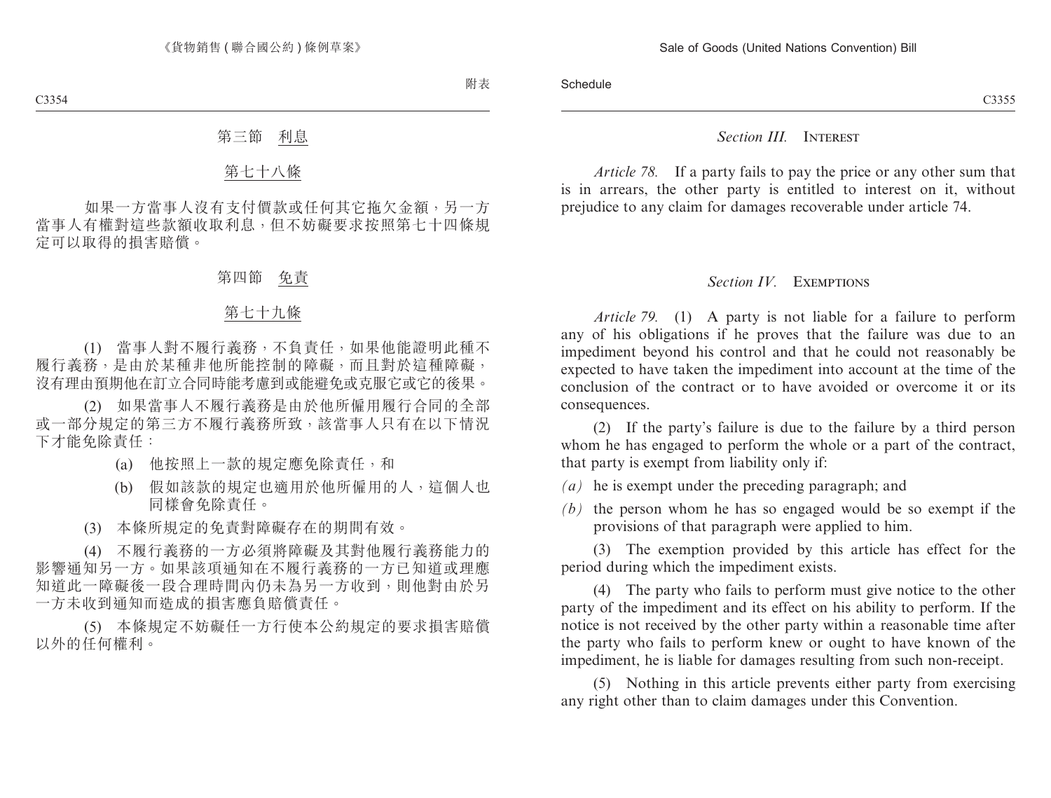## 第三節　利息

### 第七十八條

如果一方當事人沒有支付價款或任何其它拖欠金額，另一方當事人有權對這些款額收取利息，但不妨礙要求按照第七十四條規定可以取得的損害賠償。

## 第四節　免責

### 第七十九條

(1)　當事人對不履行義務，不負責任，如果他能證明此種不履行義務，是由於某種非他所能控制的障礙，而且對於這種障礙，沒有理由預期他在訂立合同時能考慮到或能避免或克服它或它的後果。

(2)　如果當事人不履行義務是由於他所僱用履行合同的全部或一部分規定的第三方不履行義務所致，該當事人只有在以下情況下才能免除責任：

(a)　他按照上一款的規定應免除責任，和

(b)　假如該款的規定也適用於他所僱用的人，這個人也同樣會免除責任。

(3)　本條所規定的免責對障礙存在的期間有效。

(4)　不履行義務的一方必須將障礙及其對他履行義務能力的影響通知另一方。如果該項通知在不履行義務的一方已知道或理應知道此一障礙後一段合理時間內仍未為另一方收到，則他對由於另一方未收到通知而造成的損害應負賠償責任。

(5)　本條規定不妨礙任一方行使本公約規定的要求損害賠償以外的任何權利。

## *Section III.* INTEREST

*Article 78.* If a party fails to pay the price or any other sum that is in arrears, the other party is entitled to interest on it, without prejudice to any claim for damages recoverable under article 74.

## *Section IV.* EXEMPTIONS

*Article 79.* (1) A party is not liable for a failure to perform any of his obligations if he proves that the failure was due to an impediment beyond his control and that he could not reasonably be expected to have taken the impediment into account at the time of the conclusion of the contract or to have avoided or overcome it or its consequences.

(2) If the party's failure is due to the failure by a third person whom he has engaged to perform the whole or a part of the contract, that party is exempt from liability only if:

*(a)* he is exempt under the preceding paragraph; and

*(b)* the person whom he has so engaged would be so exempt if the provisions of that paragraph were applied to him.

(3) The exemption provided by this article has effect for the period during which the impediment exists.

(4) The party who fails to perform must give notice to the other party of the impediment and its effect on his ability to perform. If the notice is not received by the other party within a reasonable time after the party who fails to perform knew or ought to have known of the impediment, he is liable for damages resulting from such non-receipt.

(5) Nothing in this article prevents either party from exercising any right other than to claim damages under this Convention.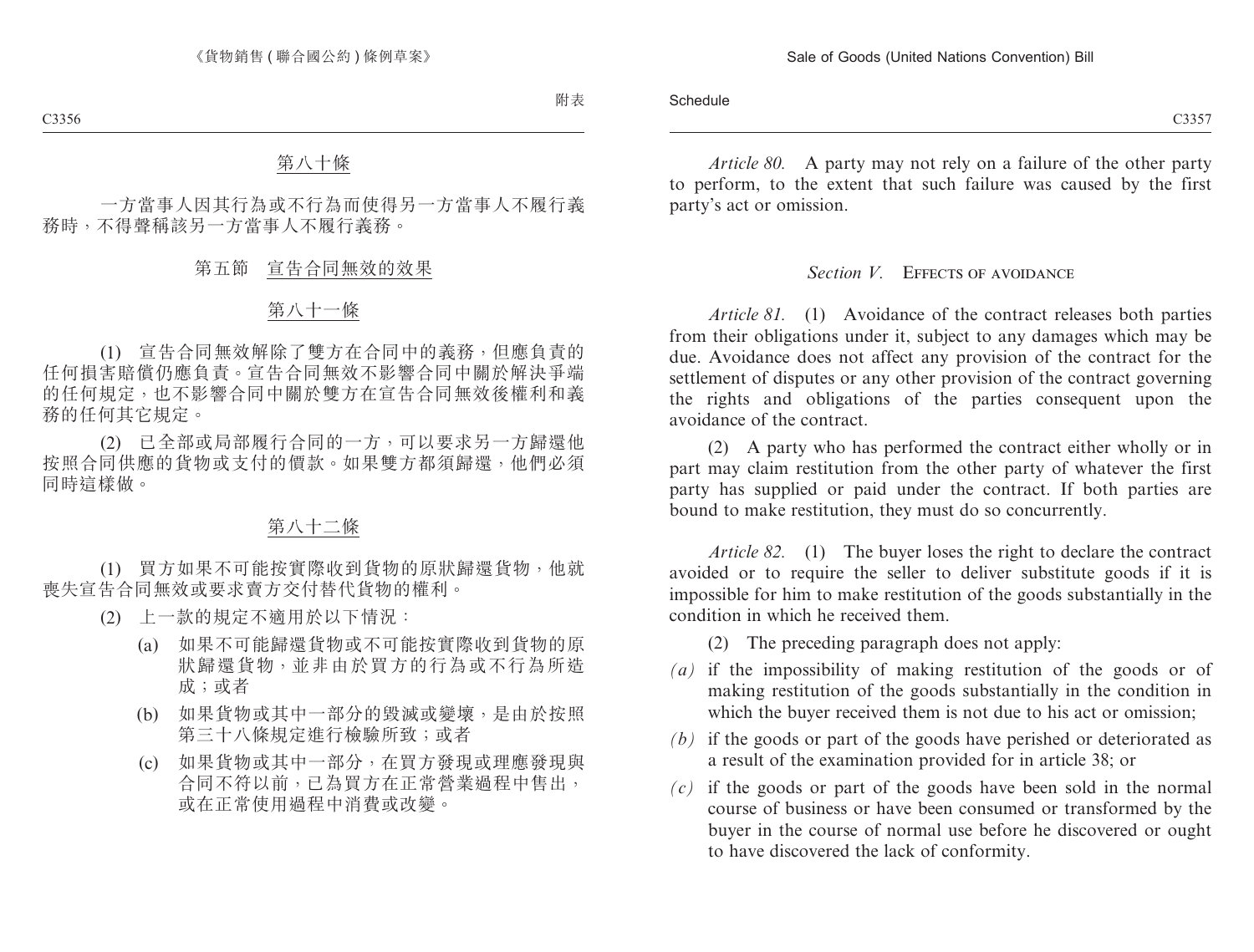第八十條

一方當事人因其行為或不行為而使得另一方當事人不履行義務時，不得聲稱該另一方當事人不履行義務。

## 第五節　宣告合同無效的效果

第八十一條

(1)　宣告合同無效解除了雙方在合同中的義務，但應負責的任何損害賠償仍應負責。宣告合同無效不影響合同中關於解決爭端的任何規定，也不影響合同中關於雙方在宣告合同無效後權利和義務的任何其它規定。

(2)　已全部或局部履行合同的一方，可以要求另一方歸還他按照合同供應的貨物或支付的價款。如果雙方都須歸還，他們必須同時這樣做。

第八十二條

(1)　買方如果不可能按實際收到貨物的原狀歸還貨物，他就喪失宣告合同無效或要求賣方交付替代貨物的權利。

(2)　上一款的規定不適用於以下情況：

(a)　如果不可能歸還貨物或不可能按實際收到貨物的原狀歸還貨物，並非由於買方的行為或不行為所造成；或者

(b)　如果貨物或其中一部分的毀滅或變壞，是由於按照第三十八條規定進行檢驗所致；或者

(c)　如果貨物或其中一部分，在買方發現或理應發現與合同不符以前，已為買方在正常營業過程中售出，或在正常使用過程中消費或改變。

*Article 80.* A party may not rely on a failure of the other party to perform, to the extent that such failure was caused by the first party's act or omission.

## *Section V.* EFFECTS OF AVOIDANCE

*Article 81.* (1) Avoidance of the contract releases both parties from their obligations under it, subject to any damages which may be due. Avoidance does not affect any provision of the contract for the settlement of disputes or any other provision of the contract governing the rights and obligations of the parties consequent upon the avoidance of the contract.

(2) A party who has performed the contract either wholly or in part may claim restitution from the other party of whatever the first party has supplied or paid under the contract. If both parties are bound to make restitution, they must do so concurrently.

*Article 82.* (1) The buyer loses the right to declare the contract avoided or to require the seller to deliver substitute goods if it is impossible for him to make restitution of the goods substantially in the condition in which he received them.

(2) The preceding paragraph does not apply:

*(a)* if the impossibility of making restitution of the goods or of making restitution of the goods substantially in the condition in which the buyer received them is not due to his act or omission;

*(b)* if the goods or part of the goods have perished or deteriorated as a result of the examination provided for in article 38; or

*(c)* if the goods or part of the goods have been sold in the normal course of business or have been consumed or transformed by the buyer in the course of normal use before he discovered or ought to have discovered the lack of conformity.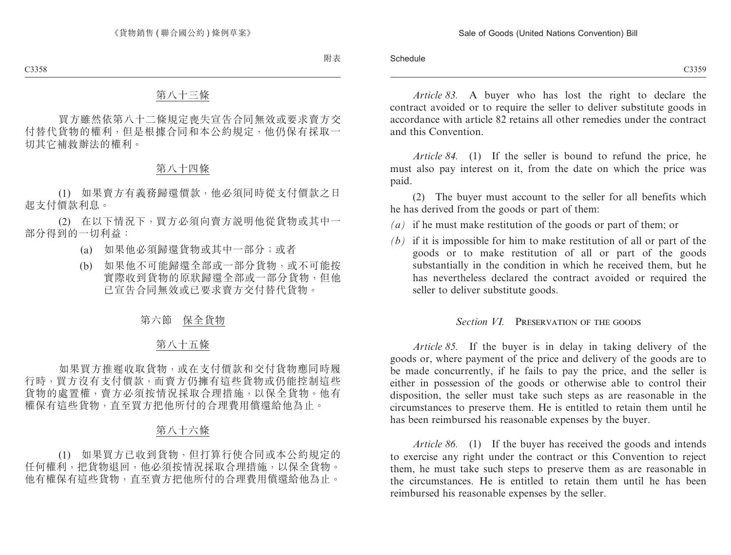### 第八十三條

買方雖然依第八十二條規定喪失宣告合同無效或要求賣方交付替代貨物的權利，但是根據合同和本公約規定，他仍保有採取一切其它補救辦法的權利。

### 第八十四條

(1) 如果賣方有義務歸還價款，他必須同時從支付價款之日起支付價款利息。

(2) 在以下情況下，買方必須向賣方説明他從貨物或其中一部分得到的一切利益：

(a) 如果他必須歸還貨物或其中一部分；或者

(b) 如果他不可能歸還全部或一部分貨物，或不可能按實際收到貨物的原狀歸還全部或一部分貨物，但他已宣告合同無效或已要求賣方交付替代貨物。

## 第六節　保全貨物

### 第八十五條

如果買方推遲收取貨物，或在支付價款和交付貨物應同時履行時，買方沒有支付價款，而賣方仍擁有這些貨物或仍能控制這些貨物的處置權，賣方必須按情況採取合理措施，以保全貨物。他有權保有這些貨物，直至買方把他所付的合理費用償還給他為止。

### 第八十六條

(1) 如果買方已收到貨物，但打算行使合同或本公約規定的任何權利，把貨物退回，他必須按情況採取合理措施，以保全貨物。他有權保有這些貨物，直至賣方把他所付的合理費用償還給他為止。

*Article 83.* A buyer who has lost the right to declare the contract avoided or to require the seller to deliver substitute goods in accordance with article 82 retains all other remedies under the contract and this Convention.

*Article 84.* (1) If the seller is bound to refund the price, he must also pay interest on it, from the date on which the price was paid.

(2) The buyer must account to the seller for all benefits which he has derived from the goods or part of them:

*(a)* if he must make restitution of the goods or part of them; or

*(b)* if it is impossible for him to make restitution of all or part of the goods or to make restitution of all or part of the goods substantially in the condition in which he received them, but he has nevertheless declared the contract avoided or required the seller to deliver substitute goods.

## *Section VI.* PRESERVATION OF THE GOODS

*Article 85.* If the buyer is in delay in taking delivery of the goods or, where payment of the price and delivery of the goods are to be made concurrently, if he fails to pay the price, and the seller is either in possession of the goods or otherwise able to control their disposition, the seller must take such steps as are reasonable in the circumstances to preserve them. He is entitled to retain them until he has been reimbursed his reasonable expenses by the buyer.

*Article 86.* (1) If the buyer has received the goods and intends to exercise any right under the contract or this Convention to reject them, he must take such steps to preserve them as are reasonable in the circumstances. He is entitled to retain them until he has been reimbursed his reasonable expenses by the seller.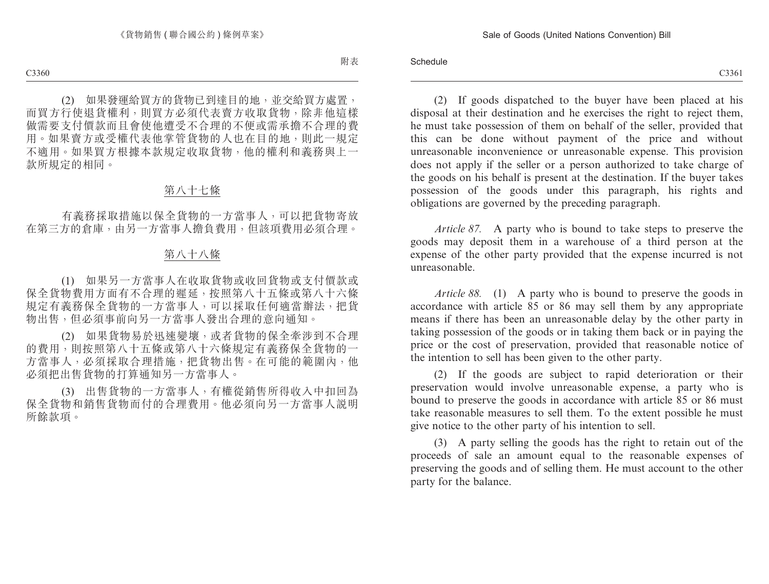(2) 如果發運給買方的貨物已到達目的地，並交給買方處置，而買方行使退貨權利，則買方必須代表賣方收取貨物，除非他這樣做需要支付價款而且會使他遭受不合理的不便或需承擔不合理的費用。如果賣方或受權代表他掌管貨物的人也在目的地，則此一規定不適用。如果買方根據本款規定收取貨物，他的權利和義務與上一款所規定的相同。

## 第八十七條

有義務採取措施以保全貨物的一方當事人，可以把貨物寄放在第三方的倉庫，由另一方當事人擔負費用，但該項費用必須合理。

## 第八十八條

(1) 如果另一方當事人在收取貨物或收回貨物或支付價款或保全貨物費用方面有不合理的遲延，按照第八十五條或第八十六條規定有義務保全貨物的一方當事人，可以採取任何適當辦法，把貨物出售，但必須事前向另一方當事人發出合理的意向通知。

(2) 如果貨物易於迅速變壞，或者貨物的保全牽涉到不合理的費用，則按照第八十五條或第八十六條規定有義務保全貨物的一方當事人，必須採取合理措施，把貨物出售。在可能的範圍內，他必須把出售貨物的打算通知另一方當事人。

(3) 出售貨物的一方當事人，有權從銷售所得收入中扣回為保全貨物和銷售貨物而付的合理費用。他必須向另一方當事人說明所餘款項。

(2) If goods dispatched to the buyer have been placed at his disposal at their destination and he exercises the right to reject them, he must take possession of them on behalf of the seller, provided that this can be done without payment of the price and without unreasonable inconvenience or unreasonable expense. This provision does not apply if the seller or a person authorized to take charge of the goods on his behalf is present at the destination. If the buyer takes possession of the goods under this paragraph, his rights and obligations are governed by the preceding paragraph.

*Article 87.* A party who is bound to take steps to preserve the goods may deposit them in a warehouse of a third person at the expense of the other party provided that the expense incurred is not unreasonable.

*Article 88.* (1) A party who is bound to preserve the goods in accordance with article 85 or 86 may sell them by any appropriate means if there has been an unreasonable delay by the other party in taking possession of the goods or in taking them back or in paying the price or the cost of preservation, provided that reasonable notice of the intention to sell has been given to the other party.

(2) If the goods are subject to rapid deterioration or their preservation would involve unreasonable expense, a party who is bound to preserve the goods in accordance with article 85 or 86 must take reasonable measures to sell them. To the extent possible he must give notice to the other party of his intention to sell.

(3) A party selling the goods has the right to retain out of the proceeds of sale an amount equal to the reasonable expenses of preserving the goods and of selling them. He must account to the other party for the balance.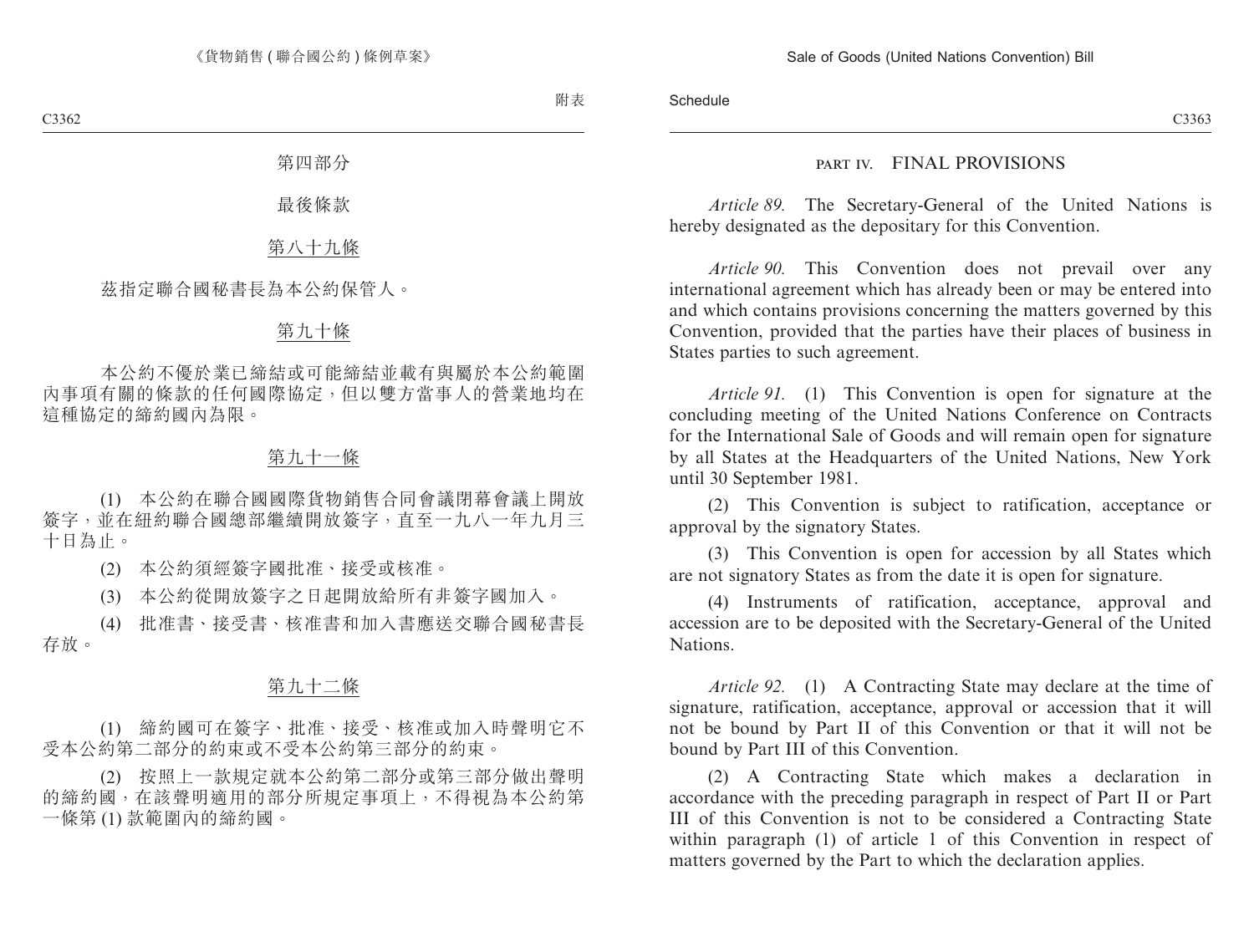# 第四部分

## 最後條款

### 第八十九條

茲指定聯合國秘書長為本公約保管人。

### 第九十條

本公約不優於業已締結或可能締結並載有與屬於本公約範圍內事項有關的條款的任何國際協定，但以雙方當事人的營業地均在這種協定的締約國內為限。

### 第九十一條

(1) 本公約在聯合國國際貨物銷售合同會議閉幕會議上開放簽字，並在紐約聯合國總部繼續開放簽字，直至一九八一年九月三十日為止。

(2) 本公約須經簽字國批准、接受或核准。

(3) 本公約從開放簽字之日起開放給所有非簽字國加入。

(4) 批准書、接受書、核准書和加入書應送交聯合國秘書長存放。

### 第九十二條

(1) 締約國可在簽字、批准、接受、核准或加入時聲明它不受本公約第二部分的約束或不受本公約第三部分的約束。

(2) 按照上一款規定就本公約第二部分或第三部分做出聲明的締約國，在該聲明適用的部分所規定事項上，不得視為本公約第一條第 (1) 款範圍內的締約國。

# PART IV. FINAL PROVISIONS

*Article 89.* The Secretary-General of the United Nations is hereby designated as the depositary for this Convention.

*Article 90.* This Convention does not prevail over any international agreement which has already been or may be entered into and which contains provisions concerning the matters governed by this Convention, provided that the parties have their places of business in States parties to such agreement.

*Article 91.* (1) This Convention is open for signature at the concluding meeting of the United Nations Conference on Contracts for the International Sale of Goods and will remain open for signature by all States at the Headquarters of the United Nations, New York until 30 September 1981.

(2) This Convention is subject to ratification, acceptance or approval by the signatory States.

(3) This Convention is open for accession by all States which are not signatory States as from the date it is open for signature.

(4) Instruments of ratification, acceptance, approval and accession are to be deposited with the Secretary-General of the United Nations.

*Article 92.* (1) A Contracting State may declare at the time of signature, ratification, acceptance, approval or accession that it will not be bound by Part II of this Convention or that it will not be bound by Part III of this Convention.

(2) A Contracting State which makes a declaration in accordance with the preceding paragraph in respect of Part II or Part III of this Convention is not to be considered a Contracting State within paragraph (1) of article 1 of this Convention in respect of matters governed by the Part to which the declaration applies.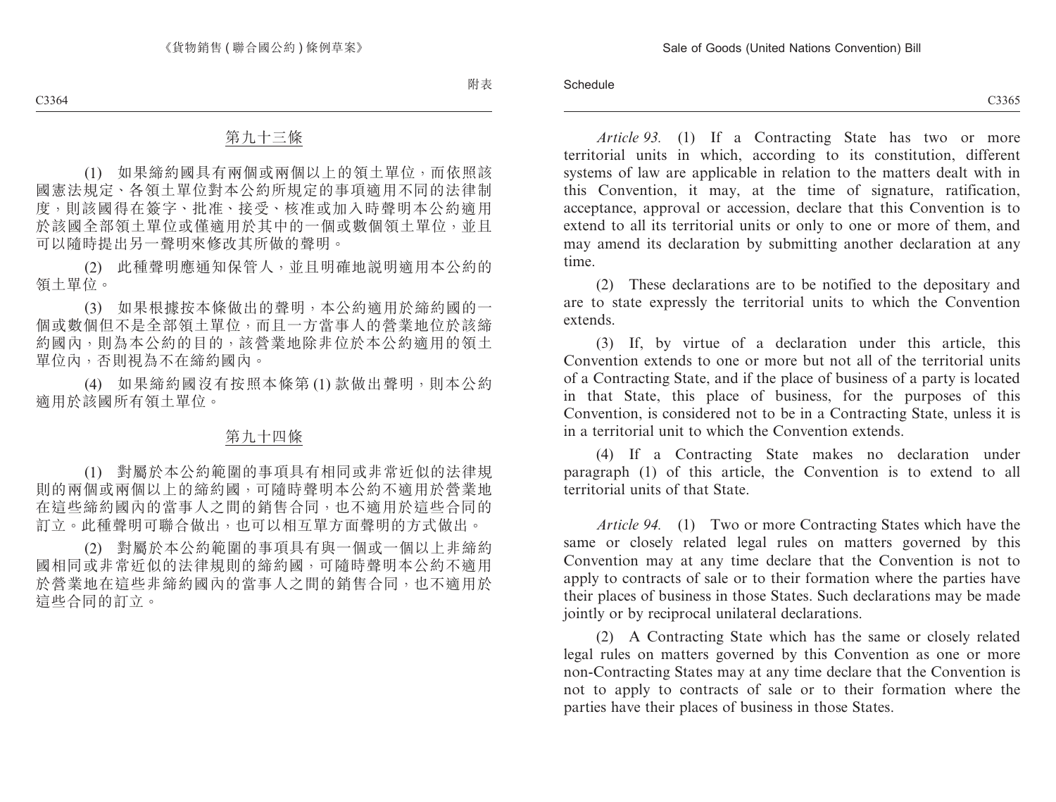附表

## 第九十三條

(1) 如果締約國具有兩個或兩個以上的領土單位，而依照該國憲法規定、各領土單位對本公約所規定的事項適用不同的法律制度，則該國得在簽字、批准、接受、核准或加入時聲明本公約適用於該國全部領土單位或僅適用於其中的一個或數個領土單位，並且可以隨時提出另一聲明來修改其所做的聲明。

(2) 此種聲明應通知保管人，並且明確地説明適用本公約的領土單位。

(3) 如果根據按本條做出的聲明，本公約適用於締約國的一個或數個但不是全部領土單位，而且一方當事人的營業地位於該締約國內，則為本公約的目的，該營業地除非位於本公約適用的領土單位內，否則視為不在締約國內。

(4) 如果締約國沒有按照本條第 (1) 款做出聲明，則本公約適用於該國所有領土單位。

## 第九十四條

(1) 對屬於本公約範圍的事項具有相同或非常近似的法律規則的兩個或兩個以上的締約國，可隨時聲明本公約不適用於營業地在這些締約國內的當事人之間的銷售合同，也不適用於這些合同的訂立。此種聲明可聯合做出，也可以相互單方面聲明的方式做出。

(2) 對屬於本公約範圍的事項具有與一個或一個以上非締約國相同或非常近似的法律規則的締約國，可隨時聲明本公約不適用於營業地在這些非締約國內的當事人之間的銷售合同，也不適用於這些合同的訂立。

Schedule

*Article 93.* (1) If a Contracting State has two or more territorial units in which, according to its constitution, different systems of law are applicable in relation to the matters dealt with in this Convention, it may, at the time of signature, ratification, acceptance, approval or accession, declare that this Convention is to extend to all its territorial units or only to one or more of them, and may amend its declaration by submitting another declaration at any time.

(2) These declarations are to be notified to the depositary and are to state expressly the territorial units to which the Convention extends.

(3) If, by virtue of a declaration under this article, this Convention extends to one or more but not all of the territorial units of a Contracting State, and if the place of business of a party is located in that State, this place of business, for the purposes of this Convention, is considered not to be in a Contracting State, unless it is in a territorial unit to which the Convention extends.

(4) If a Contracting State makes no declaration under paragraph (1) of this article, the Convention is to extend to all territorial units of that State.

*Article 94.* (1) Two or more Contracting States which have the same or closely related legal rules on matters governed by this Convention may at any time declare that the Convention is not to apply to contracts of sale or to their formation where the parties have their places of business in those States. Such declarations may be made jointly or by reciprocal unilateral declarations.

(2) A Contracting State which has the same or closely related legal rules on matters governed by this Convention as one or more non-Contracting States may at any time declare that the Convention is not to apply to contracts of sale or to their formation where the parties have their places of business in those States.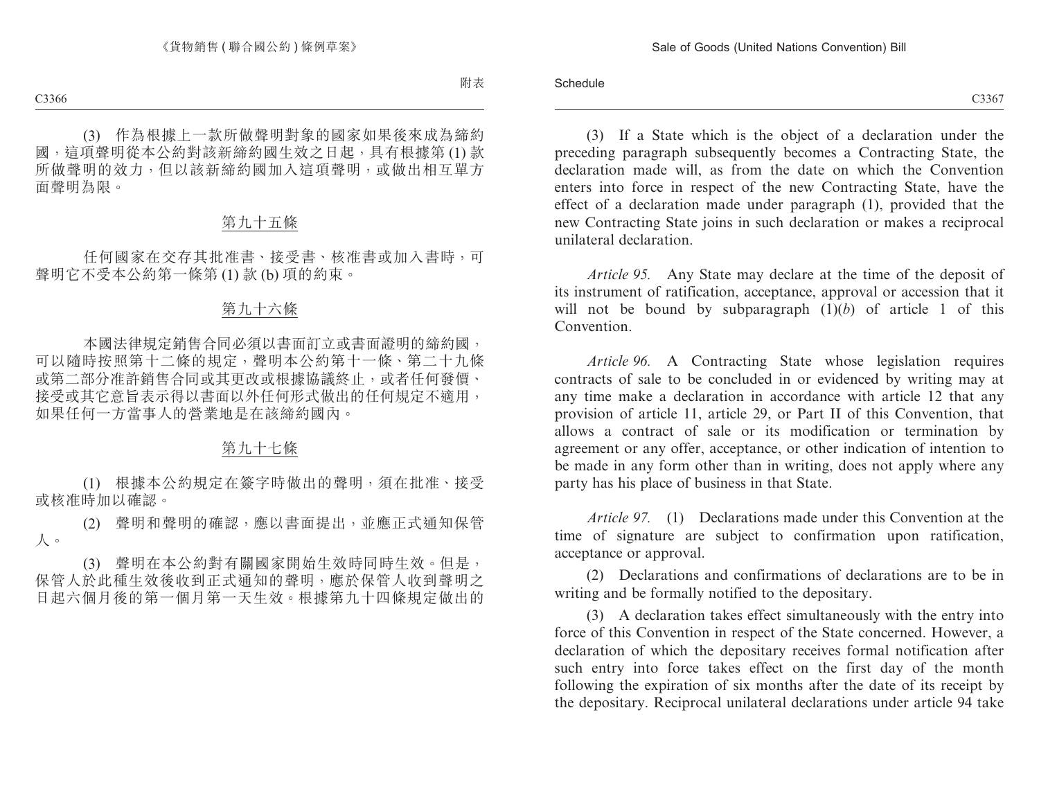(3) 作為根據上一款所做聲明對象的國家如果後來成為締約國，這項聲明從本公約對該新締約國生效之日起，具有根據第 (1) 款所做聲明的效力，但以該新締約國加入這項聲明，或做出相互單方面聲明為限。

## 第九十五條

任何國家在交存其批准書、接受書、核准書或加入書時，可聲明它不受本公約第一條第 (1) 款 (b) 項的約束。

## 第九十六條

本國法律規定銷售合同必須以書面訂立或書面證明的締約國，可以隨時按照第十二條的規定，聲明本公約第十一條、第二十九條或第二部分准許銷售合同或其更改或根據協議終止，或者任何發價、接受或其它意旨表示得以書面以外任何形式做出的任何規定不適用，如果任何一方當事人的營業地是在該締約國內。

## 第九十七條

(1) 根據本公約規定在簽字時做出的聲明，須在批准、接受或核准時加以確認。

(2) 聲明和聲明的確認，應以書面提出，並應正式通知保管人。

(3) 聲明在本公約對有關國家開始生效時同時生效。但是，保管人於此種生效後收到正式通知的聲明，應於保管人收到聲明之日起六個月後的第一個月第一天生效。根據第九十四條規定做出的

(3) If a State which is the object of a declaration under the preceding paragraph subsequently becomes a Contracting State, the declaration made will, as from the date on which the Convention enters into force in respect of the new Contracting State, have the effect of a declaration made under paragraph (1), provided that the new Contracting State joins in such declaration or makes a reciprocal unilateral declaration.

*Article 95.* Any State may declare at the time of the deposit of its instrument of ratification, acceptance, approval or accession that it will not be bound by subparagraph (1)(*b*) of article 1 of this Convention.

*Article 96.* A Contracting State whose legislation requires contracts of sale to be concluded in or evidenced by writing may at any time make a declaration in accordance with article 12 that any provision of article 11, article 29, or Part II of this Convention, that allows a contract of sale or its modification or termination by agreement or any offer, acceptance, or other indication of intention to be made in any form other than in writing, does not apply where any party has his place of business in that State.

*Article 97.* (1) Declarations made under this Convention at the time of signature are subject to confirmation upon ratification, acceptance or approval.

(2) Declarations and confirmations of declarations are to be in writing and be formally notified to the depositary.

(3) A declaration takes effect simultaneously with the entry into force of this Convention in respect of the State concerned. However, a declaration of which the depositary receives formal notification after such entry into force takes effect on the first day of the month following the expiration of six months after the date of its receipt by the depositary. Reciprocal unilateral declarations under article 94 take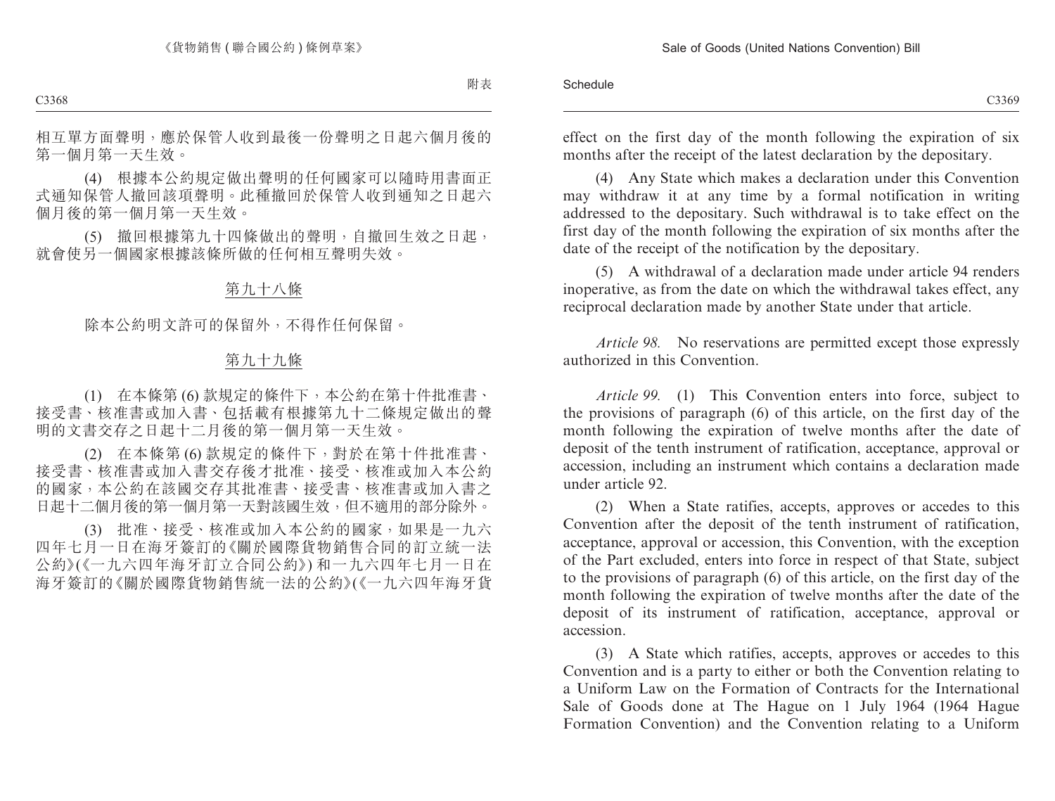相互單方面聲明，應於保管人收到最後一份聲明之日起六個月後的第一個月第一天生效。

(4) 根據本公約規定做出聲明的任何國家可以隨時用書面正式通知保管人撤回該項聲明。此種撤回於保管人收到通知之日起六個月後的第一個月第一天生效。

(5) 撤回根據第九十四條做出的聲明，自撤回生效之日起，就會使另一個國家根據該條所做的任何相互聲明失效。

第九十八條

除本公約明文許可的保留外，不得作任何保留。

第九十九條

(1) 在本條第 (6) 款規定的條件下，本公約在第十件批准書、接受書、核准書或加入書、包括載有根據第九十二條規定做出的聲明的文書交存之日起十二月後的第一個月第一天生效。

(2) 在本條第 (6) 款規定的條件下，對於在第十件批准書、接受書、核准書或加入書交存後才批准、接受、核准或加入本公約的國家，本公約在該國交存其批准書、接受書、核准書或加入書之日起十二個月後的第一個月第一天對該國生效，但不適用的部分除外。

(3) 批准、接受、核准或加入本公約的國家，如果是一九六四年七月一日在海牙簽訂的《關於國際貨物銷售合同的訂立統一法公約》(《一九六四年海牙訂立合同公約》) 和一九六四年七月一日在海牙簽訂的《關於國際貨物銷售統一法的公約》(《一九六四年海牙貨

effect on the first day of the month following the expiration of six months after the receipt of the latest declaration by the depositary.

(4) Any State which makes a declaration under this Convention may withdraw it at any time by a formal notification in writing addressed to the depositary. Such withdrawal is to take effect on the first day of the month following the expiration of six months after the date of the receipt of the notification by the depositary.

(5) A withdrawal of a declaration made under article 94 renders inoperative, as from the date on which the withdrawal takes effect, any reciprocal declaration made by another State under that article.

*Article 98.* No reservations are permitted except those expressly authorized in this Convention.

*Article 99.* (1) This Convention enters into force, subject to the provisions of paragraph (6) of this article, on the first day of the month following the expiration of twelve months after the date of deposit of the tenth instrument of ratification, acceptance, approval or accession, including an instrument which contains a declaration made under article 92.

(2) When a State ratifies, accepts, approves or accedes to this Convention after the deposit of the tenth instrument of ratification, acceptance, approval or accession, this Convention, with the exception of the Part excluded, enters into force in respect of that State, subject to the provisions of paragraph (6) of this article, on the first day of the month following the expiration of twelve months after the date of the deposit of its instrument of ratification, acceptance, approval or accession.

(3) A State which ratifies, accepts, approves or accedes to this Convention and is a party to either or both the Convention relating to a Uniform Law on the Formation of Contracts for the International Sale of Goods done at The Hague on 1 July 1964 (1964 Hague Formation Convention) and the Convention relating to a Uniform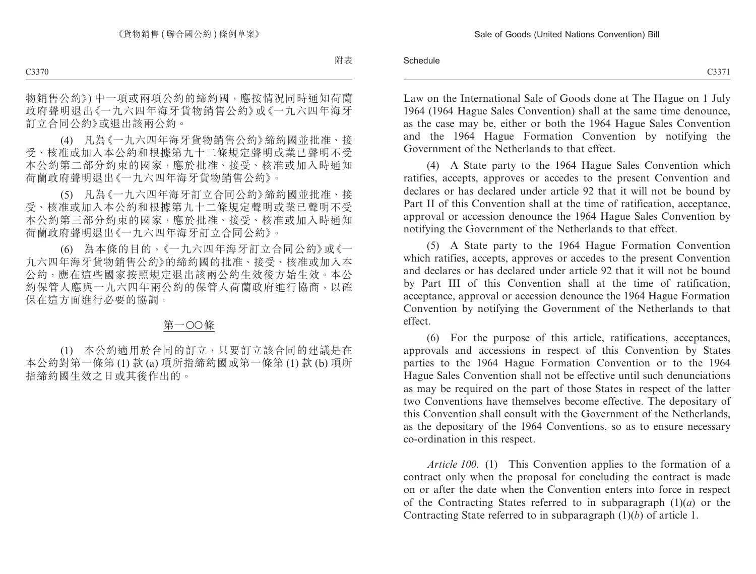物銷售公約》) 中一項或兩項公約的締約國，應按情況同時通知荷蘭政府聲明退出《一九六四年海牙貨物銷售公約》或《一九六四年海牙訂立合同公約》或退出該兩公約。

(4) 凡為《一九六四年海牙貨物銷售公約》締約國並批准、接受、核准或加入本公約和根據第九十二條規定聲明或業已聲明不受本公約第二部分約束的國家，應於批准、接受、核准或加入時通知荷蘭政府聲明退出《一九六四年海牙貨物銷售公約》。

(5) 凡為《一九六四年海牙訂立合同公約》締約國並批准、接受、核准或加入本公約和根據第九十二條規定聲明或業已聲明不受本公約第三部分約束的國家，應於批准、接受、核准或加入時通知荷蘭政府聲明退出《一九六四年海牙訂立合同公約》。

(6) 為本條的目的，《一九六四年海牙訂立合同公約》或《一九六四年海牙貨物銷售公約》的締約國的批准、接受、核准或加入本公約，應在這些國家按照規定退出該兩公約生效後方始生效。本公約保管人應與一九六四年兩公約的保管人荷蘭政府進行協商，以確保在這方面進行必要的協調。

第一〇〇條

(1) 本公約適用於合同的訂立，只要訂立該合同的建議是在本公約對第一條第 (1) 款 (a) 項所指締約國或第一條第 (1) 款 (b) 項所指締約國生效之日或其後作出的。

Law on the International Sale of Goods done at The Hague on 1 July 1964 (1964 Hague Sales Convention) shall at the same time denounce, as the case may be, either or both the 1964 Hague Sales Convention and the 1964 Hague Formation Convention by notifying the Government of the Netherlands to that effect.

(4) A State party to the 1964 Hague Sales Convention which ratifies, accepts, approves or accedes to the present Convention and declares or has declared under article 92 that it will not be bound by Part II of this Convention shall at the time of ratification, acceptance, approval or accession denounce the 1964 Hague Sales Convention by notifying the Government of the Netherlands to that effect.

(5) A State party to the 1964 Hague Formation Convention which ratifies, accepts, approves or accedes to the present Convention and declares or has declared under article 92 that it will not be bound by Part III of this Convention shall at the time of ratification, acceptance, approval or accession denounce the 1964 Hague Formation Convention by notifying the Government of the Netherlands to that effect.

(6) For the purpose of this article, ratifications, acceptances, approvals and accessions in respect of this Convention by States parties to the 1964 Hague Formation Convention or to the 1964 Hague Sales Convention shall not be effective until such denunciations as may be required on the part of those States in respect of the latter two Conventions have themselves become effective. The depositary of this Convention shall consult with the Government of the Netherlands, as the depositary of the 1964 Conventions, so as to ensure necessary co-ordination in this respect.

*Article 100.* (1) This Convention applies to the formation of a contract only when the proposal for concluding the contract is made on or after the date when the Convention enters into force in respect of the Contracting States referred to in subparagraph (1)(*a*) or the Contracting State referred to in subparagraph (1)(*b*) of article 1.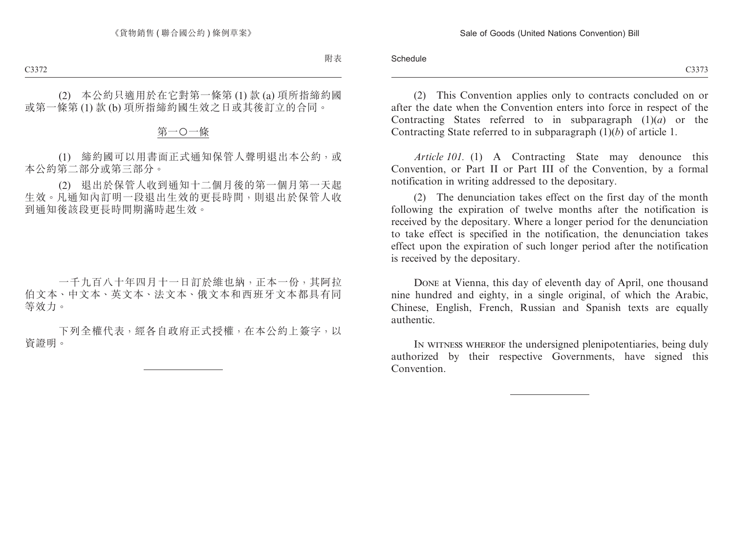(2) 本公約只適用於在它對第一條第 (1) 款 (a) 項所指締約國或第一條第 (1) 款 (b) 項所指締約國生效之日或其後訂立的合同。

<u>第一〇一條</u>

(1) 締約國可以用書面正式通知保管人聲明退出本公約，或本公約第二部分或第三部分。

(2) 退出於保管人收到通知十二個月後的第一個月第一天起生效。凡通知內訂明一段退出生效的更長時間，則退出於保管人收到通知後該段更長時間期滿時起生效。

一千九百八十年四月十一日訂於維也納，正本一份，其阿拉伯文本、中文本、英文本、法文本、俄文本和西班牙文本都具有同等效力。

下列全權代表，經各自政府正式授權，在本公約上簽字，以資證明。

---

(2) This Convention applies only to contracts concluded on or after the date when the Convention enters into force in respect of the Contracting States referred to in subparagraph (1)(*a*) or the Contracting State referred to in subparagraph (1)(*b*) of article 1.

*Article 101.* (1) A Contracting State may denounce this Convention, or Part II or Part III of the Convention, by a formal notification in writing addressed to the depositary.

(2) The denunciation takes effect on the first day of the month following the expiration of twelve months after the notification is received by the depositary. Where a longer period for the denunciation to take effect is specified in the notification, the denunciation takes effect upon the expiration of such longer period after the notification is received by the depositary.

DONE at Vienna, this day of eleventh day of April, one thousand nine hundred and eighty, in a single original, of which the Arabic, Chinese, English, French, Russian and Spanish texts are equally authentic.

IN WITNESS WHEREOF the undersigned plenipotentiaries, being duly authorized by their respective Governments, have signed this Convention.

---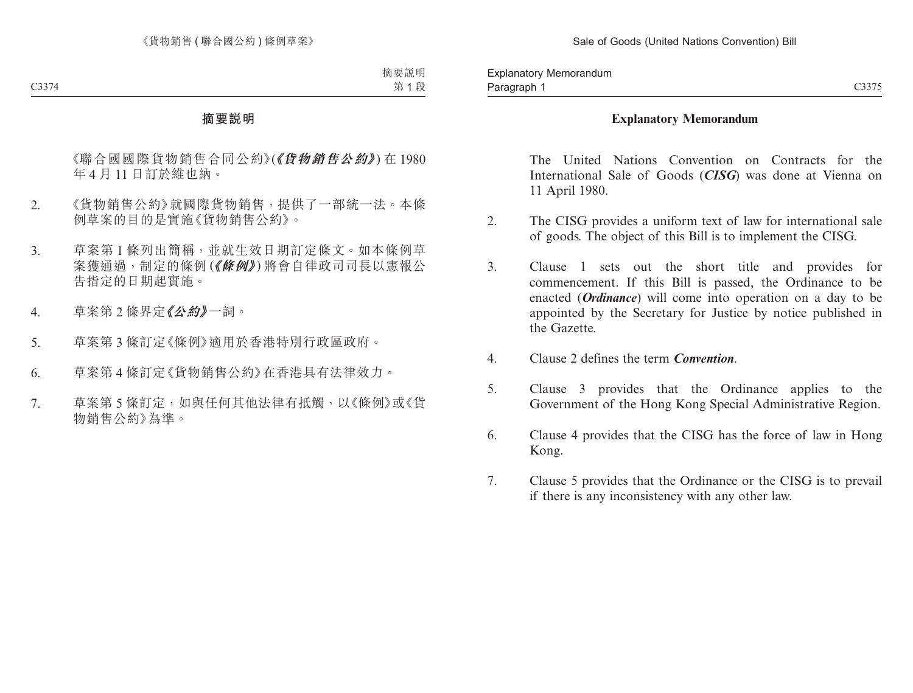# 摘要說明

《聯合國國際貨物銷售合同公約》(***《貨物銷售公約》***) 在 1980 年 4 月 11 日訂於維也納。

2. 《貨物銷售公約》就國際貨物銷售，提供了一部統一法。本條例草案的目的是實施《貨物銷售公約》。

3. 草案第 1 條列出簡稱，並就生效日期訂定條文。如本條例草案獲通過，制定的條例 (***《條例》***) 將會自律政司司長以憲報公告指定的日期起實施。

4. 草案第 2 條界定***《公約》***一詞。

5. 草案第 3 條訂定《條例》適用於香港特別行政區政府。

6. 草案第 4 條訂定《貨物銷售公約》在香港具有法律效力。

7. 草案第 5 條訂定，如與任何其他法律有抵觸，以《條例》或《貨物銷售公約》為準。

# Explanatory Memorandum

The United Nations Convention on Contracts for the International Sale of Goods (***CISG***) was done at Vienna on 11 April 1980.

2. The CISG provides a uniform text of law for international sale of goods. The object of this Bill is to implement the CISG.

3. Clause 1 sets out the short title and provides for commencement. If this Bill is passed, the Ordinance to be enacted (***Ordinance***) will come into operation on a day to be appointed by the Secretary for Justice by notice published in the Gazette.

4. Clause 2 defines the term ***Convention***.

5. Clause 3 provides that the Ordinance applies to the Government of the Hong Kong Special Administrative Region.

6. Clause 4 provides that the CISG has the force of law in Hong Kong.

7. Clause 5 provides that the Ordinance or the CISG is to prevail if there is any inconsistency with any other law.